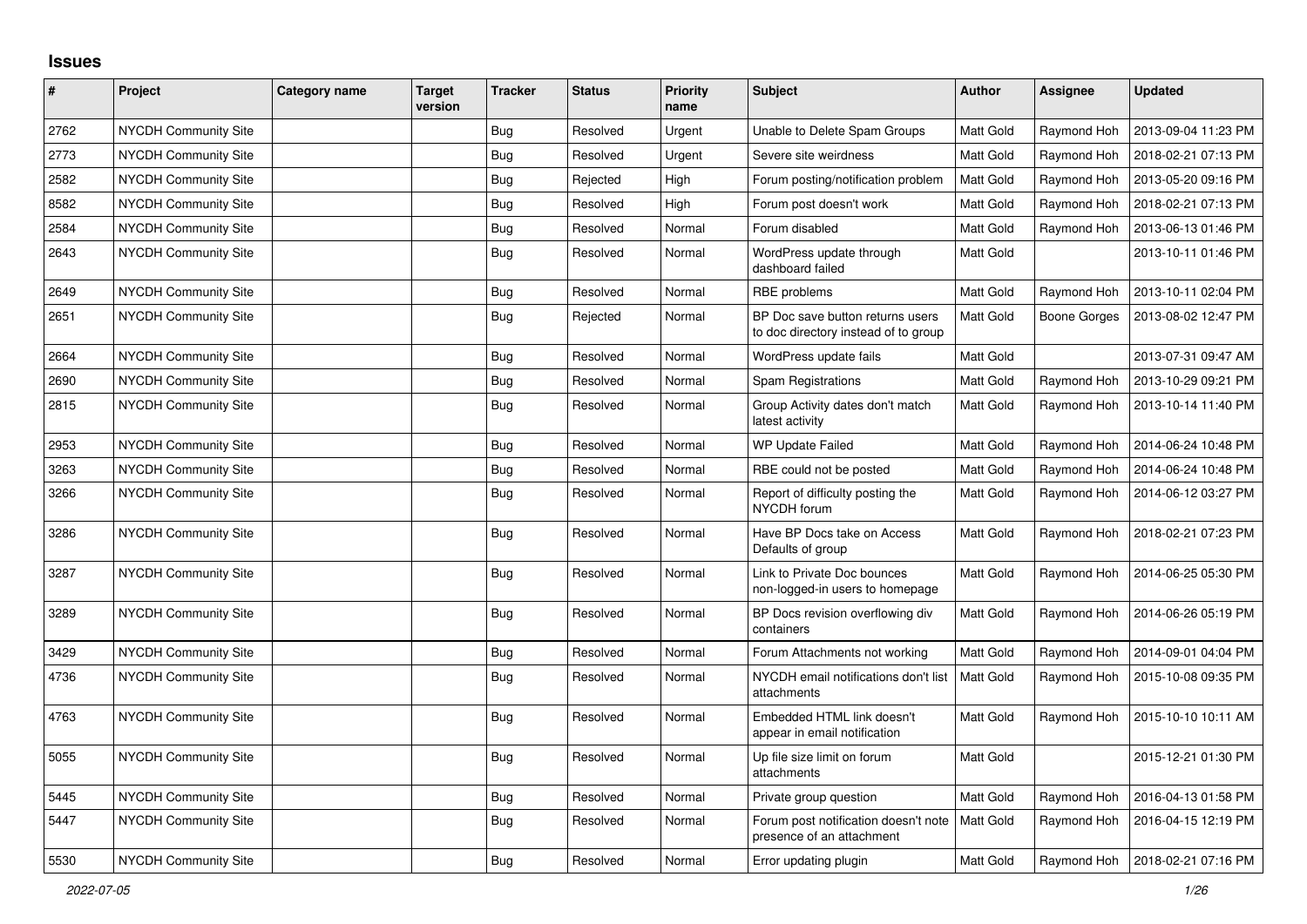# Issues

| # | Project | Category name | Target version | Tracker | Status | Priority name | Subject | Author | Assignee | Updated |
|---|---|---|---|---|---|---|---|---|---|---|
| 2762 | NYCDH Community Site | | | Bug | Resolved | Urgent | Unable to Delete Spam Groups | Matt Gold | Raymond Hoh | 2013-09-04 11:23 PM |
| 2773 | NYCDH Community Site | | | Bug | Resolved | Urgent | Severe site weirdness | Matt Gold | Raymond Hoh | 2018-02-21 07:13 PM |
| 2582 | NYCDH Community Site | | | Bug | Rejected | High | Forum posting/notification problem | Matt Gold | Raymond Hoh | 2013-05-20 09:16 PM |
| 8582 | NYCDH Community Site | | | Bug | Resolved | High | Forum post doesn't work | Matt Gold | Raymond Hoh | 2018-02-21 07:13 PM |
| 2584 | NYCDH Community Site | | | Bug | Resolved | Normal | Forum disabled | Matt Gold | Raymond Hoh | 2013-06-13 01:46 PM |
| 2643 | NYCDH Community Site | | | Bug | Resolved | Normal | WordPress update through dashboard failed | Matt Gold | | 2013-10-11 01:46 PM |
| 2649 | NYCDH Community Site | | | Bug | Resolved | Normal | RBE problems | Matt Gold | Raymond Hoh | 2013-10-11 02:04 PM |
| 2651 | NYCDH Community Site | | | Bug | Rejected | Normal | BP Doc save button returns users to doc directory instead of to group | Matt Gold | Boone Gorges | 2013-08-02 12:47 PM |
| 2664 | NYCDH Community Site | | | Bug | Resolved | Normal | WordPress update fails | Matt Gold | | 2013-07-31 09:47 AM |
| 2690 | NYCDH Community Site | | | Bug | Resolved | Normal | Spam Registrations | Matt Gold | Raymond Hoh | 2013-10-29 09:21 PM |
| 2815 | NYCDH Community Site | | | Bug | Resolved | Normal | Group Activity dates don't match latest activity | Matt Gold | Raymond Hoh | 2013-10-14 11:40 PM |
| 2953 | NYCDH Community Site | | | Bug | Resolved | Normal | WP Update Failed | Matt Gold | Raymond Hoh | 2014-06-24 10:48 PM |
| 3263 | NYCDH Community Site | | | Bug | Resolved | Normal | RBE could not be posted | Matt Gold | Raymond Hoh | 2014-06-24 10:48 PM |
| 3266 | NYCDH Community Site | | | Bug | Resolved | Normal | Report of difficulty posting the NYCDH forum | Matt Gold | Raymond Hoh | 2014-06-12 03:27 PM |
| 3286 | NYCDH Community Site | | | Bug | Resolved | Normal | Have BP Docs take on Access Defaults of group | Matt Gold | Raymond Hoh | 2018-02-21 07:23 PM |
| 3287 | NYCDH Community Site | | | Bug | Resolved | Normal | Link to Private Doc bounces non-logged-in users to homepage | Matt Gold | Raymond Hoh | 2014-06-25 05:30 PM |
| 3289 | NYCDH Community Site | | | Bug | Resolved | Normal | BP Docs revision overflowing div containers | Matt Gold | Raymond Hoh | 2014-06-26 05:19 PM |
| 3429 | NYCDH Community Site | | | Bug | Resolved | Normal | Forum Attachments not working | Matt Gold | Raymond Hoh | 2014-09-01 04:04 PM |
| 4736 | NYCDH Community Site | | | Bug | Resolved | Normal | NYCDH email notifications don't list attachments | Matt Gold | Raymond Hoh | 2015-10-08 09:35 PM |
| 4763 | NYCDH Community Site | | | Bug | Resolved | Normal | Embedded HTML link doesn't appear in email notification | Matt Gold | Raymond Hoh | 2015-10-10 10:11 AM |
| 5055 | NYCDH Community Site | | | Bug | Resolved | Normal | Up file size limit on forum attachments | Matt Gold | | 2015-12-21 01:30 PM |
| 5445 | NYCDH Community Site | | | Bug | Resolved | Normal | Private group question | Matt Gold | Raymond Hoh | 2016-04-13 01:58 PM |
| 5447 | NYCDH Community Site | | | Bug | Resolved | Normal | Forum post notification doesn't note presence of an attachment | Matt Gold | Raymond Hoh | 2016-04-15 12:19 PM |
| 5530 | NYCDH Community Site | | | Bug | Resolved | Normal | Error updating plugin | Matt Gold | Raymond Hoh | 2018-02-21 07:16 PM |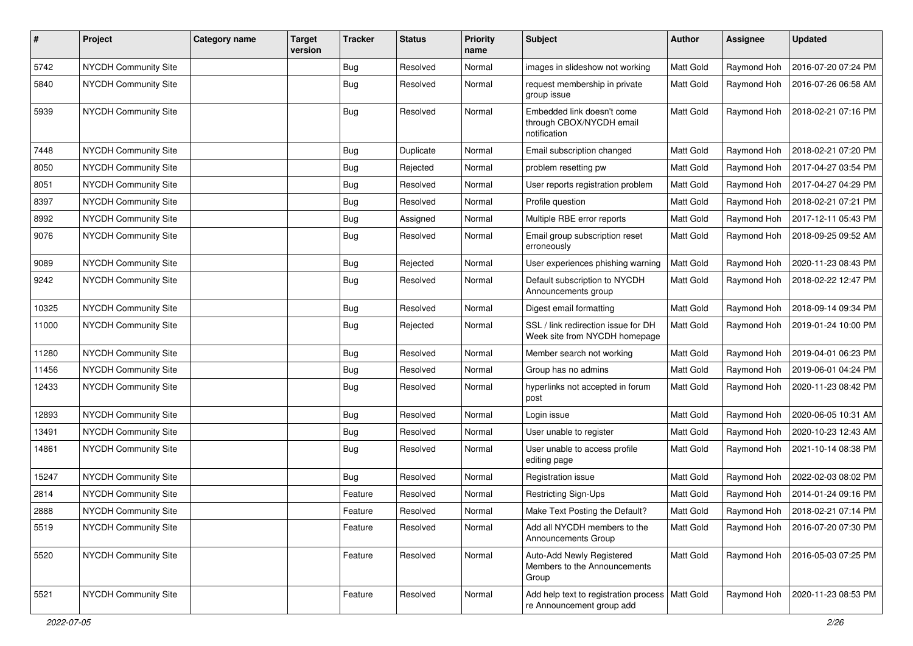| # | Project | Category name | Target version | Tracker | Status | Priority name | Subject | Author | Assignee | Updated |
|---|---|---|---|---|---|---|---|---|---|---|
| 5742 | NYCDH Community Site | | | Bug | Resolved | Normal | images in slideshow not working | Matt Gold | Raymond Hoh | 2016-07-20 07:24 PM |
| 5840 | NYCDH Community Site | | | Bug | Resolved | Normal | request membership in private group issue | Matt Gold | Raymond Hoh | 2016-07-26 06:58 AM |
| 5939 | NYCDH Community Site | | | Bug | Resolved | Normal | Embedded link doesn't come through CBOX/NYCDH email notification | Matt Gold | Raymond Hoh | 2018-02-21 07:16 PM |
| 7448 | NYCDH Community Site | | | Bug | Duplicate | Normal | Email subscription changed | Matt Gold | Raymond Hoh | 2018-02-21 07:20 PM |
| 8050 | NYCDH Community Site | | | Bug | Rejected | Normal | problem resetting pw | Matt Gold | Raymond Hoh | 2017-04-27 03:54 PM |
| 8051 | NYCDH Community Site | | | Bug | Resolved | Normal | User reports registration problem | Matt Gold | Raymond Hoh | 2017-04-27 04:29 PM |
| 8397 | NYCDH Community Site | | | Bug | Resolved | Normal | Profile question | Matt Gold | Raymond Hoh | 2018-02-21 07:21 PM |
| 8992 | NYCDH Community Site | | | Bug | Assigned | Normal | Multiple RBE error reports | Matt Gold | Raymond Hoh | 2017-12-11 05:43 PM |
| 9076 | NYCDH Community Site | | | Bug | Resolved | Normal | Email group subscription reset erroneously | Matt Gold | Raymond Hoh | 2018-09-25 09:52 AM |
| 9089 | NYCDH Community Site | | | Bug | Rejected | Normal | User experiences phishing warning | Matt Gold | Raymond Hoh | 2020-11-23 08:43 PM |
| 9242 | NYCDH Community Site | | | Bug | Resolved | Normal | Default subscription to NYCDH Announcements group | Matt Gold | Raymond Hoh | 2018-02-22 12:47 PM |
| 10325 | NYCDH Community Site | | | Bug | Resolved | Normal | Digest email formatting | Matt Gold | Raymond Hoh | 2018-09-14 09:34 PM |
| 11000 | NYCDH Community Site | | | Bug | Rejected | Normal | SSL / link redirection issue for DH Week site from NYCDH homepage | Matt Gold | Raymond Hoh | 2019-01-24 10:00 PM |
| 11280 | NYCDH Community Site | | | Bug | Resolved | Normal | Member search not working | Matt Gold | Raymond Hoh | 2019-04-01 06:23 PM |
| 11456 | NYCDH Community Site | | | Bug | Resolved | Normal | Group has no admins | Matt Gold | Raymond Hoh | 2019-06-01 04:24 PM |
| 12433 | NYCDH Community Site | | | Bug | Resolved | Normal | hyperlinks not accepted in forum post | Matt Gold | Raymond Hoh | 2020-11-23 08:42 PM |
| 12893 | NYCDH Community Site | | | Bug | Resolved | Normal | Login issue | Matt Gold | Raymond Hoh | 2020-06-05 10:31 AM |
| 13491 | NYCDH Community Site | | | Bug | Resolved | Normal | User unable to register | Matt Gold | Raymond Hoh | 2020-10-23 12:43 AM |
| 14861 | NYCDH Community Site | | | Bug | Resolved | Normal | User unable to access profile editing page | Matt Gold | Raymond Hoh | 2021-10-14 08:38 PM |
| 15247 | NYCDH Community Site | | | Bug | Resolved | Normal | Registration issue | Matt Gold | Raymond Hoh | 2022-02-03 08:02 PM |
| 2814 | NYCDH Community Site | | | Feature | Resolved | Normal | Restricting Sign-Ups | Matt Gold | Raymond Hoh | 2014-01-24 09:16 PM |
| 2888 | NYCDH Community Site | | | Feature | Resolved | Normal | Make Text Posting the Default? | Matt Gold | Raymond Hoh | 2018-02-21 07:14 PM |
| 5519 | NYCDH Community Site | | | Feature | Resolved | Normal | Add all NYCDH members to the Announcements Group | Matt Gold | Raymond Hoh | 2016-07-20 07:30 PM |
| 5520 | NYCDH Community Site | | | Feature | Resolved | Normal | Auto-Add Newly Registered Members to the Announcements Group | Matt Gold | Raymond Hoh | 2016-05-03 07:25 PM |
| 5521 | NYCDH Community Site | | | Feature | Resolved | Normal | Add help text to registration process re Announcement group add | Matt Gold | Raymond Hoh | 2020-11-23 08:53 PM |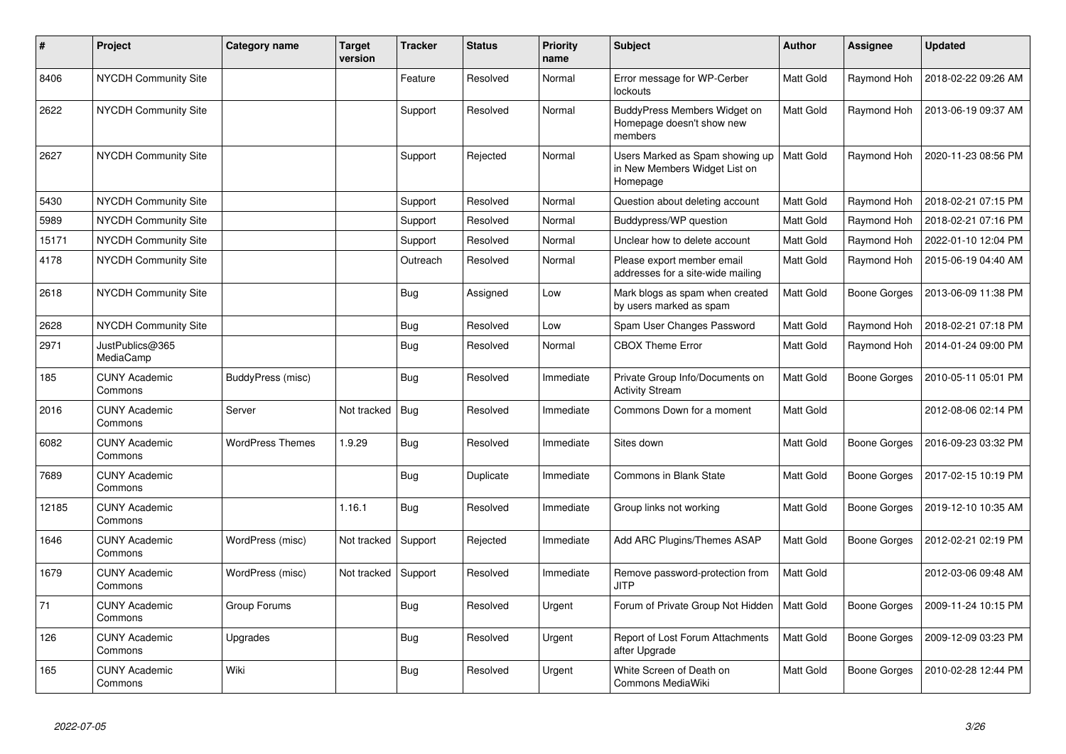| # | Project | Category name | Target version | Tracker | Status | Priority name | Subject | Author | Assignee | Updated |
|---|---|---|---|---|---|---|---|---|---|---|
| 8406 | NYCDH Community Site | | | Feature | Resolved | Normal | Error message for WP-Cerber lockouts | Matt Gold | Raymond Hoh | 2018-02-22 09:26 AM |
| 2622 | NYCDH Community Site | | | Support | Resolved | Normal | BuddyPress Members Widget on Homepage doesn't show new members | Matt Gold | Raymond Hoh | 2013-06-19 09:37 AM |
| 2627 | NYCDH Community Site | | | Support | Rejected | Normal | Users Marked as Spam showing up in New Members Widget List on Homepage | Matt Gold | Raymond Hoh | 2020-11-23 08:56 PM |
| 5430 | NYCDH Community Site | | | Support | Resolved | Normal | Question about deleting account | Matt Gold | Raymond Hoh | 2018-02-21 07:15 PM |
| 5989 | NYCDH Community Site | | | Support | Resolved | Normal | Buddypress/WP question | Matt Gold | Raymond Hoh | 2018-02-21 07:16 PM |
| 15171 | NYCDH Community Site | | | Support | Resolved | Normal | Unclear how to delete account | Matt Gold | Raymond Hoh | 2022-01-10 12:04 PM |
| 4178 | NYCDH Community Site | | | Outreach | Resolved | Normal | Please export member email addresses for a site-wide mailing | Matt Gold | Raymond Hoh | 2015-06-19 04:40 AM |
| 2618 | NYCDH Community Site | | | Bug | Assigned | Low | Mark blogs as spam when created by users marked as spam | Matt Gold | Boone Gorges | 2013-06-09 11:38 PM |
| 2628 | NYCDH Community Site | | | Bug | Resolved | Low | Spam User Changes Password | Matt Gold | Raymond Hoh | 2018-02-21 07:18 PM |
| 2971 | JustPublics@365 MediaCamp | | | Bug | Resolved | Normal | CBOX Theme Error | Matt Gold | Raymond Hoh | 2014-01-24 09:00 PM |
| 185 | CUNY Academic Commons | BuddyPress (misc) | | Bug | Resolved | Immediate | Private Group Info/Documents on Activity Stream | Matt Gold | Boone Gorges | 2010-05-11 05:01 PM |
| 2016 | CUNY Academic Commons | Server | Not tracked | Bug | Resolved | Immediate | Commons Down for a moment | Matt Gold | | 2012-08-06 02:14 PM |
| 6082 | CUNY Academic Commons | WordPress Themes | 1.9.29 | Bug | Resolved | Immediate | Sites down | Matt Gold | Boone Gorges | 2016-09-23 03:32 PM |
| 7689 | CUNY Academic Commons | | | Bug | Duplicate | Immediate | Commons in Blank State | Matt Gold | Boone Gorges | 2017-02-15 10:19 PM |
| 12185 | CUNY Academic Commons | | 1.16.1 | Bug | Resolved | Immediate | Group links not working | Matt Gold | Boone Gorges | 2019-12-10 10:35 AM |
| 1646 | CUNY Academic Commons | WordPress (misc) | Not tracked | Support | Rejected | Immediate | Add ARC Plugins/Themes ASAP | Matt Gold | Boone Gorges | 2012-02-21 02:19 PM |
| 1679 | CUNY Academic Commons | WordPress (misc) | Not tracked | Support | Resolved | Immediate | Remove password-protection from JITP | Matt Gold | | 2012-03-06 09:48 AM |
| 71 | CUNY Academic Commons | Group Forums | | Bug | Resolved | Urgent | Forum of Private Group Not Hidden | Matt Gold | Boone Gorges | 2009-11-24 10:15 PM |
| 126 | CUNY Academic Commons | Upgrades | | Bug | Resolved | Urgent | Report of Lost Forum Attachments after Upgrade | Matt Gold | Boone Gorges | 2009-12-09 03:23 PM |
| 165 | CUNY Academic Commons | Wiki | | Bug | Resolved | Urgent | White Screen of Death on Commons MediaWiki | Matt Gold | Boone Gorges | 2010-02-28 12:44 PM |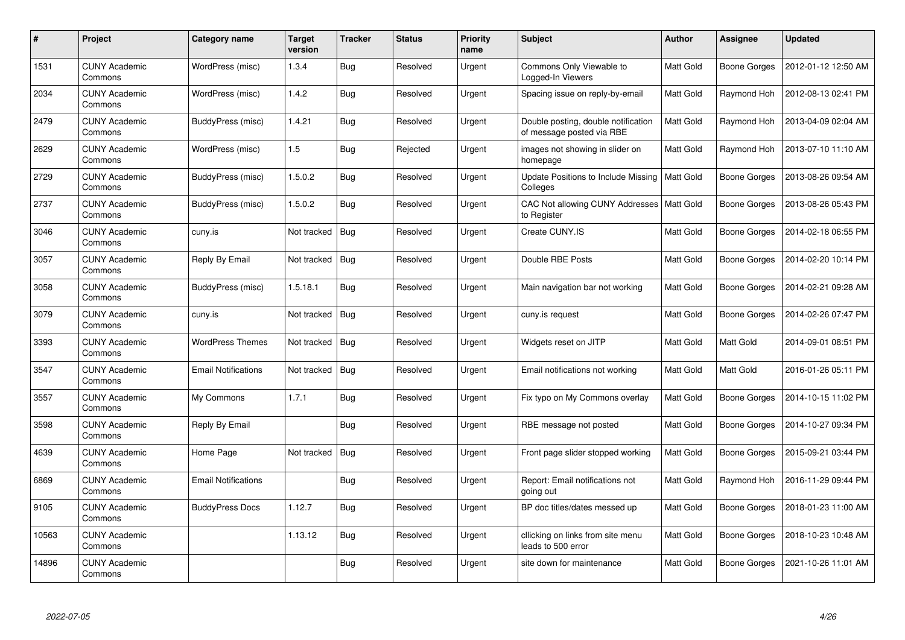| # | Project | Category name | Target version | Tracker | Status | Priority name | Subject | Author | Assignee | Updated |
|---|---|---|---|---|---|---|---|---|---|---|
| 1531 | CUNY Academic Commons | WordPress (misc) | 1.3.4 | Bug | Resolved | Urgent | Commons Only Viewable to Logged-In Viewers | Matt Gold | Boone Gorges | 2012-01-12 12:50 AM |
| 2034 | CUNY Academic Commons | WordPress (misc) | 1.4.2 | Bug | Resolved | Urgent | Spacing issue on reply-by-email | Matt Gold | Raymond Hoh | 2012-08-13 02:41 PM |
| 2479 | CUNY Academic Commons | BuddyPress (misc) | 1.4.21 | Bug | Resolved | Urgent | Double posting, double notification of message posted via RBE | Matt Gold | Raymond Hoh | 2013-04-09 02:04 AM |
| 2629 | CUNY Academic Commons | WordPress (misc) | 1.5 | Bug | Rejected | Urgent | images not showing in slider on homepage | Matt Gold | Raymond Hoh | 2013-07-10 11:10 AM |
| 2729 | CUNY Academic Commons | BuddyPress (misc) | 1.5.0.2 | Bug | Resolved | Urgent | Update Positions to Include Missing Colleges | Matt Gold | Boone Gorges | 2013-08-26 09:54 AM |
| 2737 | CUNY Academic Commons | BuddyPress (misc) | 1.5.0.2 | Bug | Resolved | Urgent | CAC Not allowing CUNY Addresses to Register | Matt Gold | Boone Gorges | 2013-08-26 05:43 PM |
| 3046 | CUNY Academic Commons | cuny.is | Not tracked | Bug | Resolved | Urgent | Create CUNY.IS | Matt Gold | Boone Gorges | 2014-02-18 06:55 PM |
| 3057 | CUNY Academic Commons | Reply By Email | Not tracked | Bug | Resolved | Urgent | Double RBE Posts | Matt Gold | Boone Gorges | 2014-02-20 10:14 PM |
| 3058 | CUNY Academic Commons | BuddyPress (misc) | 1.5.18.1 | Bug | Resolved | Urgent | Main navigation bar not working | Matt Gold | Boone Gorges | 2014-02-21 09:28 AM |
| 3079 | CUNY Academic Commons | cuny.is | Not tracked | Bug | Resolved | Urgent | cuny.is request | Matt Gold | Boone Gorges | 2014-02-26 07:47 PM |
| 3393 | CUNY Academic Commons | WordPress Themes | Not tracked | Bug | Resolved | Urgent | Widgets reset on JITP | Matt Gold | Matt Gold | 2014-09-01 08:51 PM |
| 3547 | CUNY Academic Commons | Email Notifications | Not tracked | Bug | Resolved | Urgent | Email notifications not working | Matt Gold | Matt Gold | 2016-01-26 05:11 PM |
| 3557 | CUNY Academic Commons | My Commons | 1.7.1 | Bug | Resolved | Urgent | Fix typo on My Commons overlay | Matt Gold | Boone Gorges | 2014-10-15 11:02 PM |
| 3598 | CUNY Academic Commons | Reply By Email | | Bug | Resolved | Urgent | RBE message not posted | Matt Gold | Boone Gorges | 2014-10-27 09:34 PM |
| 4639 | CUNY Academic Commons | Home Page | Not tracked | Bug | Resolved | Urgent | Front page slider stopped working | Matt Gold | Boone Gorges | 2015-09-21 03:44 PM |
| 6869 | CUNY Academic Commons | Email Notifications | | Bug | Resolved | Urgent | Report: Email notifications not going out | Matt Gold | Raymond Hoh | 2016-11-29 09:44 PM |
| 9105 | CUNY Academic Commons | BuddyPress Docs | 1.12.7 | Bug | Resolved | Urgent | BP doc titles/dates messed up | Matt Gold | Boone Gorges | 2018-01-23 11:00 AM |
| 10563 | CUNY Academic Commons | | 1.13.12 | Bug | Resolved | Urgent | cllicking on links from site menu leads to 500 error | Matt Gold | Boone Gorges | 2018-10-23 10:48 AM |
| 14896 | CUNY Academic Commons | | | Bug | Resolved | Urgent | site down for maintenance | Matt Gold | Boone Gorges | 2021-10-26 11:01 AM |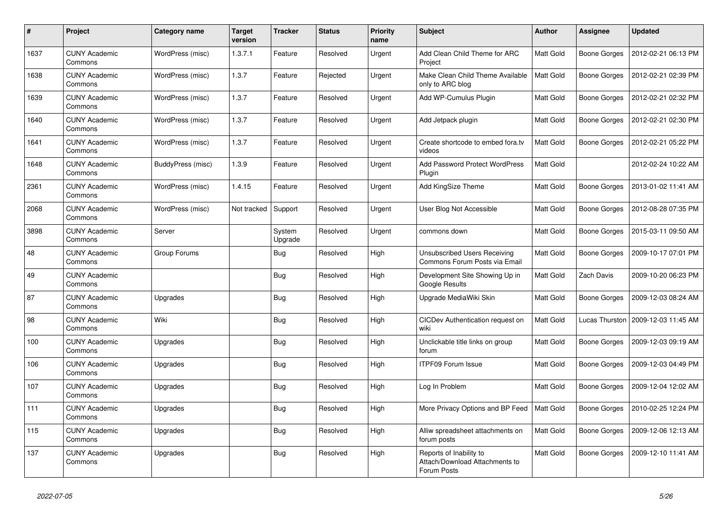| # | Project | Category name | Target version | Tracker | Status | Priority name | Subject | Author | Assignee | Updated |
|---|---|---|---|---|---|---|---|---|---|---|
| 1637 | CUNY Academic Commons | WordPress (misc) | 1.3.7.1 | Feature | Resolved | Urgent | Add Clean Child Theme for ARC Project | Matt Gold | Boone Gorges | 2012-02-21 06:13 PM |
| 1638 | CUNY Academic Commons | WordPress (misc) | 1.3.7 | Feature | Rejected | Urgent | Make Clean Child Theme Available only to ARC blog | Matt Gold | Boone Gorges | 2012-02-21 02:39 PM |
| 1639 | CUNY Academic Commons | WordPress (misc) | 1.3.7 | Feature | Resolved | Urgent | Add WP-Cumulus Plugin | Matt Gold | Boone Gorges | 2012-02-21 02:32 PM |
| 1640 | CUNY Academic Commons | WordPress (misc) | 1.3.7 | Feature | Resolved | Urgent | Add Jetpack plugin | Matt Gold | Boone Gorges | 2012-02-21 02:30 PM |
| 1641 | CUNY Academic Commons | WordPress (misc) | 1.3.7 | Feature | Resolved | Urgent | Create shortcode to embed fora.tv videos | Matt Gold | Boone Gorges | 2012-02-21 05:22 PM |
| 1648 | CUNY Academic Commons | BuddyPress (misc) | 1.3.9 | Feature | Resolved | Urgent | Add Password Protect WordPress Plugin | Matt Gold | | 2012-02-24 10:22 AM |
| 2361 | CUNY Academic Commons | WordPress (misc) | 1.4.15 | Feature | Resolved | Urgent | Add KingSize Theme | Matt Gold | Boone Gorges | 2013-01-02 11:41 AM |
| 2068 | CUNY Academic Commons | WordPress (misc) | Not tracked | Support | Resolved | Urgent | User Blog Not Accessible | Matt Gold | Boone Gorges | 2012-08-28 07:35 PM |
| 3898 | CUNY Academic Commons | Server | | System Upgrade | Resolved | Urgent | commons down | Matt Gold | Boone Gorges | 2015-03-11 09:50 AM |
| 48 | CUNY Academic Commons | Group Forums | | Bug | Resolved | High | Unsubscribed Users Receiving Commons Forum Posts via Email | Matt Gold | Boone Gorges | 2009-10-17 07:01 PM |
| 49 | CUNY Academic Commons | | | Bug | Resolved | High | Development Site Showing Up in Google Results | Matt Gold | Zach Davis | 2009-10-20 06:23 PM |
| 87 | CUNY Academic Commons | Upgrades | | Bug | Resolved | High | Upgrade MediaWiki Skin | Matt Gold | Boone Gorges | 2009-12-03 08:24 AM |
| 98 | CUNY Academic Commons | Wiki | | Bug | Resolved | High | CICDev Authentication request on wiki | Matt Gold | Lucas Thurston | 2009-12-03 11:45 AM |
| 100 | CUNY Academic Commons | Upgrades | | Bug | Resolved | High | Unclickable title links on group forum | Matt Gold | Boone Gorges | 2009-12-03 09:19 AM |
| 106 | CUNY Academic Commons | Upgrades | | Bug | Resolved | High | ITPF09 Forum Issue | Matt Gold | Boone Gorges | 2009-12-03 04:49 PM |
| 107 | CUNY Academic Commons | Upgrades | | Bug | Resolved | High | Log In Problem | Matt Gold | Boone Gorges | 2009-12-04 12:02 AM |
| 111 | CUNY Academic Commons | Upgrades | | Bug | Resolved | High | More Privacy Options and BP Feed | Matt Gold | Boone Gorges | 2010-02-25 12:24 PM |
| 115 | CUNY Academic Commons | Upgrades | | Bug | Resolved | High | Alliw spreadsheet attachments on forum posts | Matt Gold | Boone Gorges | 2009-12-06 12:13 AM |
| 137 | CUNY Academic Commons | Upgrades | | Bug | Resolved | High | Reports of Inability to Attach/Download Attachments to Forum Posts | Matt Gold | Boone Gorges | 2009-12-10 11:41 AM |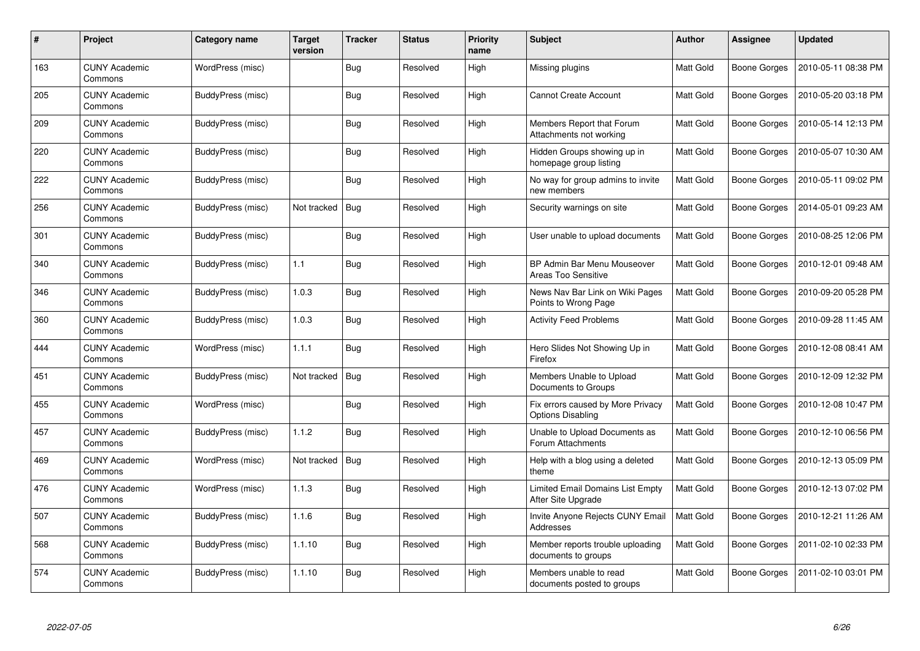| # | Project | Category name | Target version | Tracker | Status | Priority name | Subject | Author | Assignee | Updated |
|---|---|---|---|---|---|---|---|---|---|---|
| 163 | CUNY Academic Commons | WordPress (misc) | | Bug | Resolved | High | Missing plugins | Matt Gold | Boone Gorges | 2010-05-11 08:38 PM |
| 205 | CUNY Academic Commons | BuddyPress (misc) | | Bug | Resolved | High | Cannot Create Account | Matt Gold | Boone Gorges | 2010-05-20 03:18 PM |
| 209 | CUNY Academic Commons | BuddyPress (misc) | | Bug | Resolved | High | Members Report that Forum Attachments not working | Matt Gold | Boone Gorges | 2010-05-14 12:13 PM |
| 220 | CUNY Academic Commons | BuddyPress (misc) | | Bug | Resolved | High | Hidden Groups showing up in homepage group listing | Matt Gold | Boone Gorges | 2010-05-07 10:30 AM |
| 222 | CUNY Academic Commons | BuddyPress (misc) | | Bug | Resolved | High | No way for group admins to invite new members | Matt Gold | Boone Gorges | 2010-05-11 09:02 PM |
| 256 | CUNY Academic Commons | BuddyPress (misc) | Not tracked | Bug | Resolved | High | Security warnings on site | Matt Gold | Boone Gorges | 2014-05-01 09:23 AM |
| 301 | CUNY Academic Commons | BuddyPress (misc) | | Bug | Resolved | High | User unable to upload documents | Matt Gold | Boone Gorges | 2010-08-25 12:06 PM |
| 340 | CUNY Academic Commons | BuddyPress (misc) | 1.1 | Bug | Resolved | High | BP Admin Bar Menu Mouseover Areas Too Sensitive | Matt Gold | Boone Gorges | 2010-12-01 09:48 AM |
| 346 | CUNY Academic Commons | BuddyPress (misc) | 1.0.3 | Bug | Resolved | High | News Nav Bar Link on Wiki Pages Points to Wrong Page | Matt Gold | Boone Gorges | 2010-09-20 05:28 PM |
| 360 | CUNY Academic Commons | BuddyPress (misc) | 1.0.3 | Bug | Resolved | High | Activity Feed Problems | Matt Gold | Boone Gorges | 2010-09-28 11:45 AM |
| 444 | CUNY Academic Commons | WordPress (misc) | 1.1.1 | Bug | Resolved | High | Hero Slides Not Showing Up in Firefox | Matt Gold | Boone Gorges | 2010-12-08 08:41 AM |
| 451 | CUNY Academic Commons | BuddyPress (misc) | Not tracked | Bug | Resolved | High | Members Unable to Upload Documents to Groups | Matt Gold | Boone Gorges | 2010-12-09 12:32 PM |
| 455 | CUNY Academic Commons | WordPress (misc) | | Bug | Resolved | High | Fix errors caused by More Privacy Options Disabling | Matt Gold | Boone Gorges | 2010-12-08 10:47 PM |
| 457 | CUNY Academic Commons | BuddyPress (misc) | 1.1.2 | Bug | Resolved | High | Unable to Upload Documents as Forum Attachments | Matt Gold | Boone Gorges | 2010-12-10 06:56 PM |
| 469 | CUNY Academic Commons | WordPress (misc) | Not tracked | Bug | Resolved | High | Help with a blog using a deleted theme | Matt Gold | Boone Gorges | 2010-12-13 05:09 PM |
| 476 | CUNY Academic Commons | WordPress (misc) | 1.1.3 | Bug | Resolved | High | Limited Email Domains List Empty After Site Upgrade | Matt Gold | Boone Gorges | 2010-12-13 07:02 PM |
| 507 | CUNY Academic Commons | BuddyPress (misc) | 1.1.6 | Bug | Resolved | High | Invite Anyone Rejects CUNY Email Addresses | Matt Gold | Boone Gorges | 2010-12-21 11:26 AM |
| 568 | CUNY Academic Commons | BuddyPress (misc) | 1.1.10 | Bug | Resolved | High | Member reports trouble uploading documents to groups | Matt Gold | Boone Gorges | 2011-02-10 02:33 PM |
| 574 | CUNY Academic Commons | BuddyPress (misc) | 1.1.10 | Bug | Resolved | High | Members unable to read documents posted to groups | Matt Gold | Boone Gorges | 2011-02-10 03:01 PM |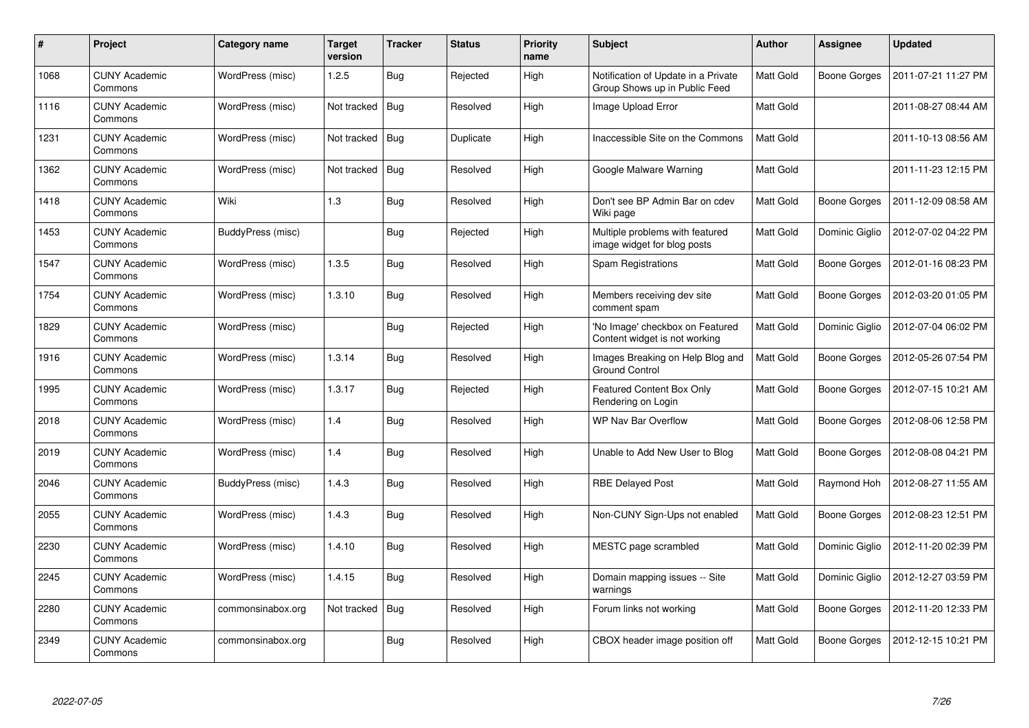| # | Project | Category name | Target version | Tracker | Status | Priority name | Subject | Author | Assignee | Updated |
|---|---|---|---|---|---|---|---|---|---|---|
| 1068 | CUNY Academic Commons | WordPress (misc) | 1.2.5 | Bug | Rejected | High | Notification of Update in a Private Group Shows up in Public Feed | Matt Gold | Boone Gorges | 2011-07-21 11:27 PM |
| 1116 | CUNY Academic Commons | WordPress (misc) | Not tracked | Bug | Resolved | High | Image Upload Error | Matt Gold | | 2011-08-27 08:44 AM |
| 1231 | CUNY Academic Commons | WordPress (misc) | Not tracked | Bug | Duplicate | High | Inaccessible Site on the Commons | Matt Gold | | 2011-10-13 08:56 AM |
| 1362 | CUNY Academic Commons | WordPress (misc) | Not tracked | Bug | Resolved | High | Google Malware Warning | Matt Gold | | 2011-11-23 12:15 PM |
| 1418 | CUNY Academic Commons | Wiki | 1.3 | Bug | Resolved | High | Don't see BP Admin Bar on cdev Wiki page | Matt Gold | Boone Gorges | 2011-12-09 08:58 AM |
| 1453 | CUNY Academic Commons | BuddyPress (misc) | | Bug | Rejected | High | Multiple problems with featured image widget for blog posts | Matt Gold | Dominic Giglio | 2012-07-02 04:22 PM |
| 1547 | CUNY Academic Commons | WordPress (misc) | 1.3.5 | Bug | Resolved | High | Spam Registrations | Matt Gold | Boone Gorges | 2012-01-16 08:23 PM |
| 1754 | CUNY Academic Commons | WordPress (misc) | 1.3.10 | Bug | Resolved | High | Members receiving dev site comment spam | Matt Gold | Boone Gorges | 2012-03-20 01:05 PM |
| 1829 | CUNY Academic Commons | WordPress (misc) | | Bug | Rejected | High | 'No Image' checkbox on Featured Content widget is not working | Matt Gold | Dominic Giglio | 2012-07-04 06:02 PM |
| 1916 | CUNY Academic Commons | WordPress (misc) | 1.3.14 | Bug | Resolved | High | Images Breaking on Help Blog and Ground Control | Matt Gold | Boone Gorges | 2012-05-26 07:54 PM |
| 1995 | CUNY Academic Commons | WordPress (misc) | 1.3.17 | Bug | Rejected | High | Featured Content Box Only Rendering on Login | Matt Gold | Boone Gorges | 2012-07-15 10:21 AM |
| 2018 | CUNY Academic Commons | WordPress (misc) | 1.4 | Bug | Resolved | High | WP Nav Bar Overflow | Matt Gold | Boone Gorges | 2012-08-06 12:58 PM |
| 2019 | CUNY Academic Commons | WordPress (misc) | 1.4 | Bug | Resolved | High | Unable to Add New User to Blog | Matt Gold | Boone Gorges | 2012-08-08 04:21 PM |
| 2046 | CUNY Academic Commons | BuddyPress (misc) | 1.4.3 | Bug | Resolved | High | RBE Delayed Post | Matt Gold | Raymond Hoh | 2012-08-27 11:55 AM |
| 2055 | CUNY Academic Commons | WordPress (misc) | 1.4.3 | Bug | Resolved | High | Non-CUNY Sign-Ups not enabled | Matt Gold | Boone Gorges | 2012-08-23 12:51 PM |
| 2230 | CUNY Academic Commons | WordPress (misc) | 1.4.10 | Bug | Resolved | High | MESTC page scrambled | Matt Gold | Dominic Giglio | 2012-11-20 02:39 PM |
| 2245 | CUNY Academic Commons | WordPress (misc) | 1.4.15 | Bug | Resolved | High | Domain mapping issues -- Site warnings | Matt Gold | Dominic Giglio | 2012-12-27 03:59 PM |
| 2280 | CUNY Academic Commons | commonsinabox.org | Not tracked | Bug | Resolved | High | Forum links not working | Matt Gold | Boone Gorges | 2012-11-20 12:33 PM |
| 2349 | CUNY Academic Commons | commonsinabox.org | | Bug | Resolved | High | CBOX header image position off | Matt Gold | Boone Gorges | 2012-12-15 10:21 PM |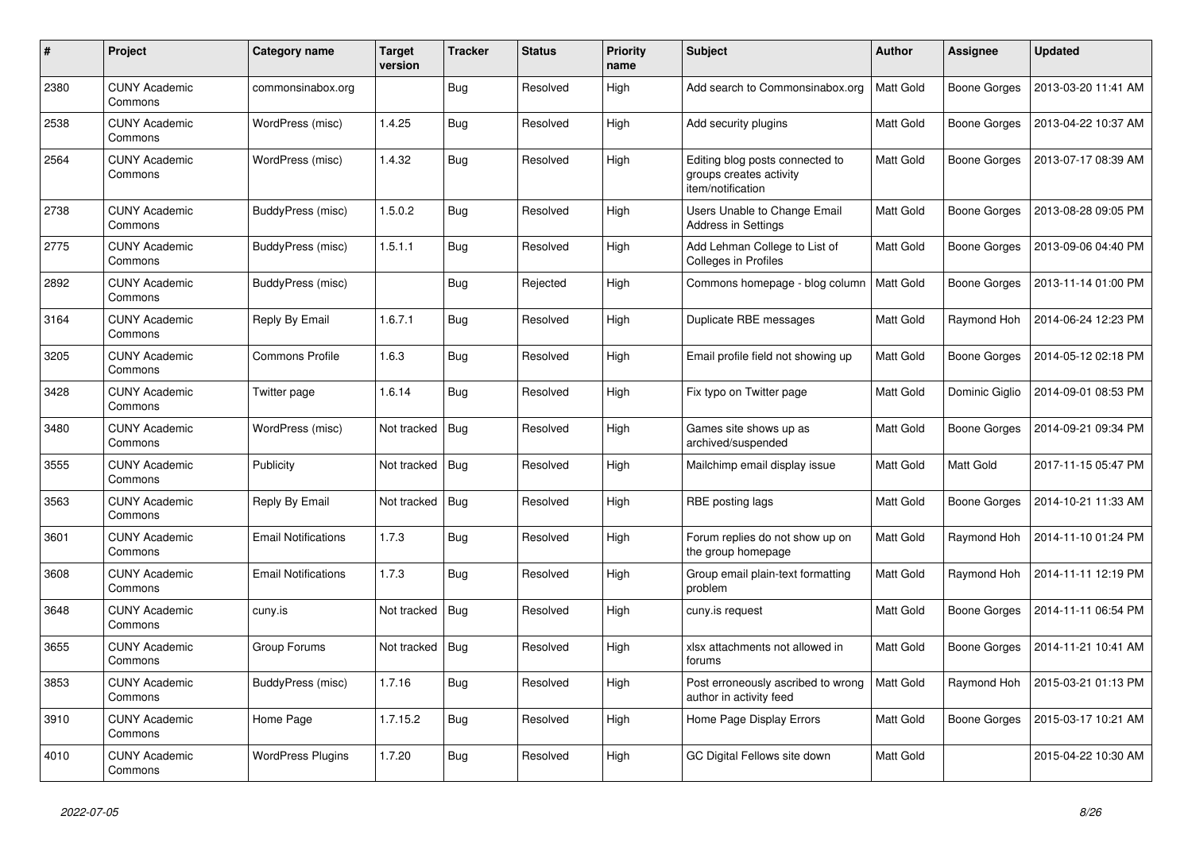| # | Project | Category name | Target version | Tracker | Status | Priority name | Subject | Author | Assignee | Updated |
|---|---|---|---|---|---|---|---|---|---|---|
| 2380 | CUNY Academic Commons | commonsinabox.org | | Bug | Resolved | High | Add search to Commonsinabox.org | Matt Gold | Boone Gorges | 2013-03-20 11:41 AM |
| 2538 | CUNY Academic Commons | WordPress (misc) | 1.4.25 | Bug | Resolved | High | Add security plugins | Matt Gold | Boone Gorges | 2013-04-22 10:37 AM |
| 2564 | CUNY Academic Commons | WordPress (misc) | 1.4.32 | Bug | Resolved | High | Editing blog posts connected to groups creates activity item/notification | Matt Gold | Boone Gorges | 2013-07-17 08:39 AM |
| 2738 | CUNY Academic Commons | BuddyPress (misc) | 1.5.0.2 | Bug | Resolved | High | Users Unable to Change Email Address in Settings | Matt Gold | Boone Gorges | 2013-08-28 09:05 PM |
| 2775 | CUNY Academic Commons | BuddyPress (misc) | 1.5.1.1 | Bug | Resolved | High | Add Lehman College to List of Colleges in Profiles | Matt Gold | Boone Gorges | 2013-09-06 04:40 PM |
| 2892 | CUNY Academic Commons | BuddyPress (misc) | | Bug | Rejected | High | Commons homepage - blog column | Matt Gold | Boone Gorges | 2013-11-14 01:00 PM |
| 3164 | CUNY Academic Commons | Reply By Email | 1.6.7.1 | Bug | Resolved | High | Duplicate RBE messages | Matt Gold | Raymond Hoh | 2014-06-24 12:23 PM |
| 3205 | CUNY Academic Commons | Commons Profile | 1.6.3 | Bug | Resolved | High | Email profile field not showing up | Matt Gold | Boone Gorges | 2014-05-12 02:18 PM |
| 3428 | CUNY Academic Commons | Twitter page | 1.6.14 | Bug | Resolved | High | Fix typo on Twitter page | Matt Gold | Dominic Giglio | 2014-09-01 08:53 PM |
| 3480 | CUNY Academic Commons | WordPress (misc) | Not tracked | Bug | Resolved | High | Games site shows up as archived/suspended | Matt Gold | Boone Gorges | 2014-09-21 09:34 PM |
| 3555 | CUNY Academic Commons | Publicity | Not tracked | Bug | Resolved | High | Mailchimp email display issue | Matt Gold | Matt Gold | 2017-11-15 05:47 PM |
| 3563 | CUNY Academic Commons | Reply By Email | Not tracked | Bug | Resolved | High | RBE posting lags | Matt Gold | Boone Gorges | 2014-10-21 11:33 AM |
| 3601 | CUNY Academic Commons | Email Notifications | 1.7.3 | Bug | Resolved | High | Forum replies do not show up on the group homepage | Matt Gold | Raymond Hoh | 2014-11-10 01:24 PM |
| 3608 | CUNY Academic Commons | Email Notifications | 1.7.3 | Bug | Resolved | High | Group email plain-text formatting problem | Matt Gold | Raymond Hoh | 2014-11-11 12:19 PM |
| 3648 | CUNY Academic Commons | cuny.is | Not tracked | Bug | Resolved | High | cuny.is request | Matt Gold | Boone Gorges | 2014-11-11 06:54 PM |
| 3655 | CUNY Academic Commons | Group Forums | Not tracked | Bug | Resolved | High | xlsx attachments not allowed in forums | Matt Gold | Boone Gorges | 2014-11-21 10:41 AM |
| 3853 | CUNY Academic Commons | BuddyPress (misc) | 1.7.16 | Bug | Resolved | High | Post erroneously ascribed to wrong author in activity feed | Matt Gold | Raymond Hoh | 2015-03-21 01:13 PM |
| 3910 | CUNY Academic Commons | Home Page | 1.7.15.2 | Bug | Resolved | High | Home Page Display Errors | Matt Gold | Boone Gorges | 2015-03-17 10:21 AM |
| 4010 | CUNY Academic Commons | WordPress Plugins | 1.7.20 | Bug | Resolved | High | GC Digital Fellows site down | Matt Gold | | 2015-04-22 10:30 AM |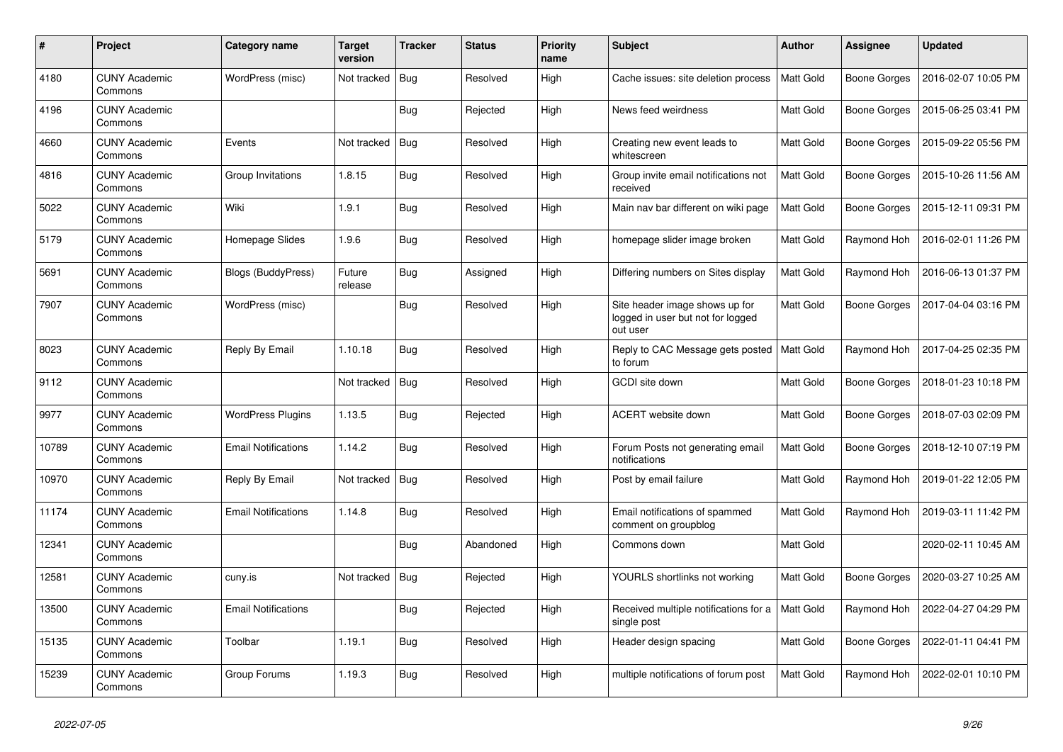| # | Project | Category name | Target version | Tracker | Status | Priority name | Subject | Author | Assignee | Updated |
|---|---|---|---|---|---|---|---|---|---|---|
| 4180 | CUNY Academic Commons | WordPress (misc) | Not tracked | Bug | Resolved | High | Cache issues: site deletion process | Matt Gold | Boone Gorges | 2016-02-07 10:05 PM |
| 4196 | CUNY Academic Commons | | | Bug | Rejected | High | News feed weirdness | Matt Gold | Boone Gorges | 2015-06-25 03:41 PM |
| 4660 | CUNY Academic Commons | Events | Not tracked | Bug | Resolved | High | Creating new event leads to whitescreen | Matt Gold | Boone Gorges | 2015-09-22 05:56 PM |
| 4816 | CUNY Academic Commons | Group Invitations | 1.8.15 | Bug | Resolved | High | Group invite email notifications not received | Matt Gold | Boone Gorges | 2015-10-26 11:56 AM |
| 5022 | CUNY Academic Commons | Wiki | 1.9.1 | Bug | Resolved | High | Main nav bar different on wiki page | Matt Gold | Boone Gorges | 2015-12-11 09:31 PM |
| 5179 | CUNY Academic Commons | Homepage Slides | 1.9.6 | Bug | Resolved | High | homepage slider image broken | Matt Gold | Raymond Hoh | 2016-02-01 11:26 PM |
| 5691 | CUNY Academic Commons | Blogs (BuddyPress) | Future release | Bug | Assigned | High | Differing numbers on Sites display | Matt Gold | Raymond Hoh | 2016-06-13 01:37 PM |
| 7907 | CUNY Academic Commons | WordPress (misc) | | Bug | Resolved | High | Site header image shows up for logged in user but not for logged out user | Matt Gold | Boone Gorges | 2017-04-04 03:16 PM |
| 8023 | CUNY Academic Commons | Reply By Email | 1.10.18 | Bug | Resolved | High | Reply to CAC Message gets posted to forum | Matt Gold | Raymond Hoh | 2017-04-25 02:35 PM |
| 9112 | CUNY Academic Commons | | Not tracked | Bug | Resolved | High | GCDI site down | Matt Gold | Boone Gorges | 2018-01-23 10:18 PM |
| 9977 | CUNY Academic Commons | WordPress Plugins | 1.13.5 | Bug | Rejected | High | ACERT website down | Matt Gold | Boone Gorges | 2018-07-03 02:09 PM |
| 10789 | CUNY Academic Commons | Email Notifications | 1.14.2 | Bug | Resolved | High | Forum Posts not generating email notifications | Matt Gold | Boone Gorges | 2018-12-10 07:19 PM |
| 10970 | CUNY Academic Commons | Reply By Email | Not tracked | Bug | Resolved | High | Post by email failure | Matt Gold | Raymond Hoh | 2019-01-22 12:05 PM |
| 11174 | CUNY Academic Commons | Email Notifications | 1.14.8 | Bug | Resolved | High | Email notifications of spammed comment on groupblog | Matt Gold | Raymond Hoh | 2019-03-11 11:42 PM |
| 12341 | CUNY Academic Commons | | | Bug | Abandoned | High | Commons down | Matt Gold | | 2020-02-11 10:45 AM |
| 12581 | CUNY Academic Commons | cuny.is | Not tracked | Bug | Rejected | High | YOURLS shortlinks not working | Matt Gold | Boone Gorges | 2020-03-27 10:25 AM |
| 13500 | CUNY Academic Commons | Email Notifications | | Bug | Rejected | High | Received multiple notifications for a single post | Matt Gold | Raymond Hoh | 2022-04-27 04:29 PM |
| 15135 | CUNY Academic Commons | Toolbar | 1.19.1 | Bug | Resolved | High | Header design spacing | Matt Gold | Boone Gorges | 2022-01-11 04:41 PM |
| 15239 | CUNY Academic Commons | Group Forums | 1.19.3 | Bug | Resolved | High | multiple notifications of forum post | Matt Gold | Raymond Hoh | 2022-02-01 10:10 PM |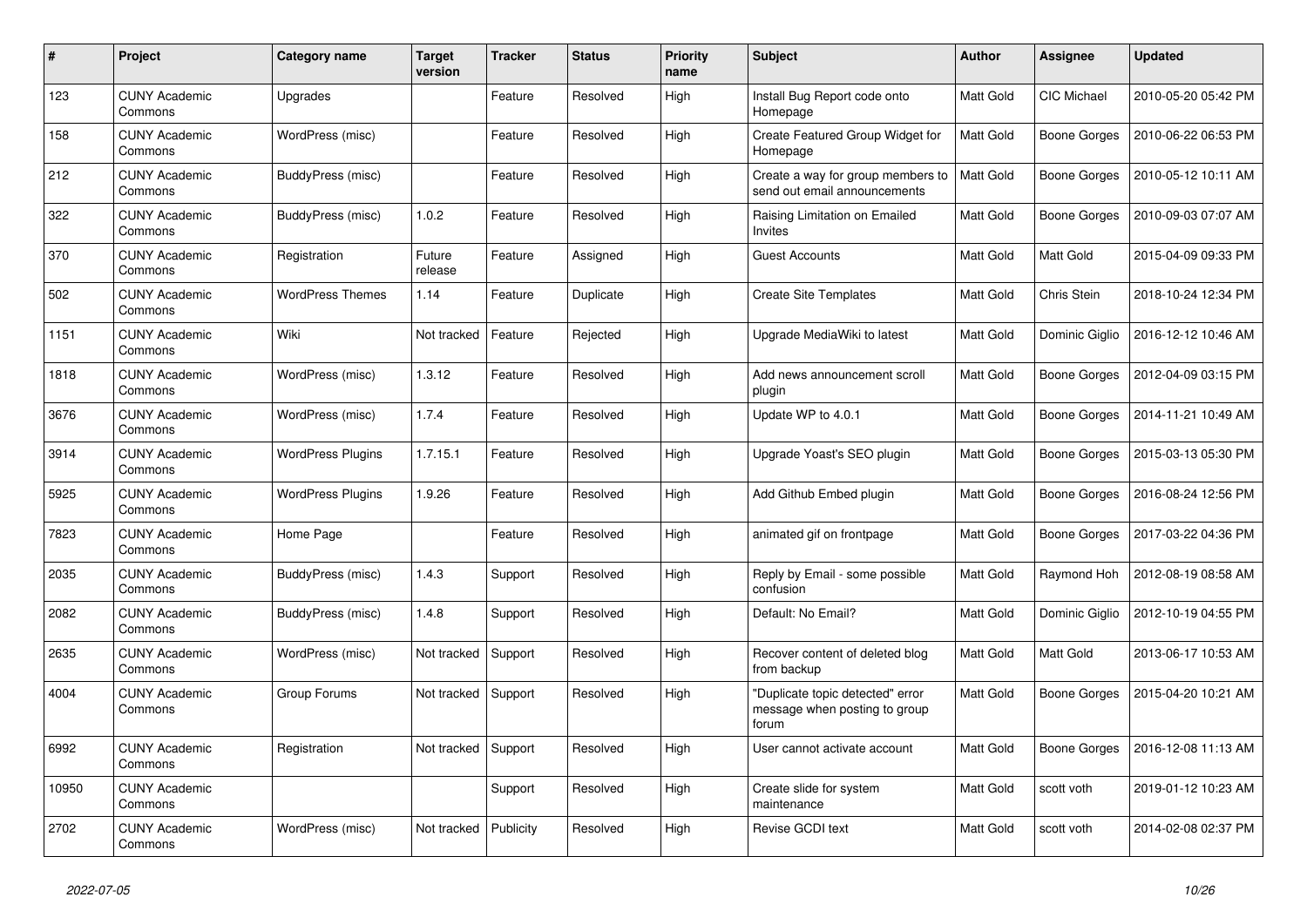| # | Project | Category name | Target version | Tracker | Status | Priority name | Subject | Author | Assignee | Updated |
|---|---|---|---|---|---|---|---|---|---|---|
| 123 | CUNY Academic Commons | Upgrades | | Feature | Resolved | High | Install Bug Report code onto Homepage | Matt Gold | CIC Michael | 2010-05-20 05:42 PM |
| 158 | CUNY Academic Commons | WordPress (misc) | | Feature | Resolved | High | Create Featured Group Widget for Homepage | Matt Gold | Boone Gorges | 2010-06-22 06:53 PM |
| 212 | CUNY Academic Commons | BuddyPress (misc) | | Feature | Resolved | High | Create a way for group members to send out email announcements | Matt Gold | Boone Gorges | 2010-05-12 10:11 AM |
| 322 | CUNY Academic Commons | BuddyPress (misc) | 1.0.2 | Feature | Resolved | High | Raising Limitation on Emailed Invites | Matt Gold | Boone Gorges | 2010-09-03 07:07 AM |
| 370 | CUNY Academic Commons | Registration | Future release | Feature | Assigned | High | Guest Accounts | Matt Gold | Matt Gold | 2015-04-09 09:33 PM |
| 502 | CUNY Academic Commons | WordPress Themes | 1.14 | Feature | Duplicate | High | Create Site Templates | Matt Gold | Chris Stein | 2018-10-24 12:34 PM |
| 1151 | CUNY Academic Commons | Wiki | Not tracked | Feature | Rejected | High | Upgrade MediaWiki to latest | Matt Gold | Dominic Giglio | 2016-12-12 10:46 AM |
| 1818 | CUNY Academic Commons | WordPress (misc) | 1.3.12 | Feature | Resolved | High | Add news announcement scroll plugin | Matt Gold | Boone Gorges | 2012-04-09 03:15 PM |
| 3676 | CUNY Academic Commons | WordPress (misc) | 1.7.4 | Feature | Resolved | High | Update WP to 4.0.1 | Matt Gold | Boone Gorges | 2014-11-21 10:49 AM |
| 3914 | CUNY Academic Commons | WordPress Plugins | 1.7.15.1 | Feature | Resolved | High | Upgrade Yoast's SEO plugin | Matt Gold | Boone Gorges | 2015-03-13 05:30 PM |
| 5925 | CUNY Academic Commons | WordPress Plugins | 1.9.26 | Feature | Resolved | High | Add Github Embed plugin | Matt Gold | Boone Gorges | 2016-08-24 12:56 PM |
| 7823 | CUNY Academic Commons | Home Page | | Feature | Resolved | High | animated gif on frontpage | Matt Gold | Boone Gorges | 2017-03-22 04:36 PM |
| 2035 | CUNY Academic Commons | BuddyPress (misc) | 1.4.3 | Support | Resolved | High | Reply by Email - some possible confusion | Matt Gold | Raymond Hoh | 2012-08-19 08:58 AM |
| 2082 | CUNY Academic Commons | BuddyPress (misc) | 1.4.8 | Support | Resolved | High | Default: No Email? | Matt Gold | Dominic Giglio | 2012-10-19 04:55 PM |
| 2635 | CUNY Academic Commons | WordPress (misc) | Not tracked | Support | Resolved | High | Recover content of deleted blog from backup | Matt Gold | Matt Gold | 2013-06-17 10:53 AM |
| 4004 | CUNY Academic Commons | Group Forums | Not tracked | Support | Resolved | High | "Duplicate topic detected" error message when posting to group forum | Matt Gold | Boone Gorges | 2015-04-20 10:21 AM |
| 6992 | CUNY Academic Commons | Registration | Not tracked | Support | Resolved | High | User cannot activate account | Matt Gold | Boone Gorges | 2016-12-08 11:13 AM |
| 10950 | CUNY Academic Commons | | | Support | Resolved | High | Create slide for system maintenance | Matt Gold | scott voth | 2019-01-12 10:23 AM |
| 2702 | CUNY Academic Commons | WordPress (misc) | Not tracked | Publicity | Resolved | High | Revise GCDI text | Matt Gold | scott voth | 2014-02-08 02:37 PM |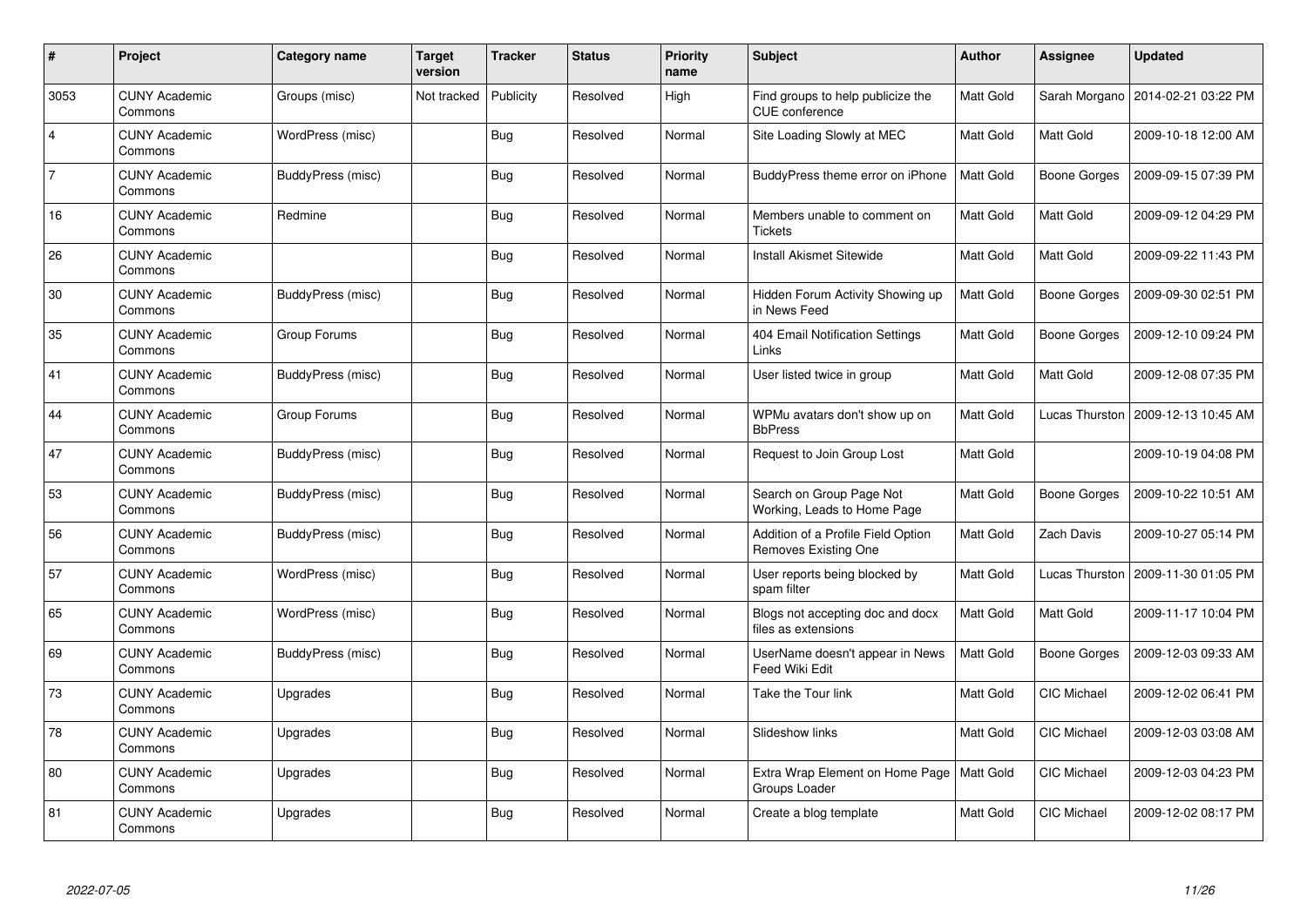| # | Project | Category name | Target version | Tracker | Status | Priority name | Subject | Author | Assignee | Updated |
|---|---|---|---|---|---|---|---|---|---|---|
| 3053 | CUNY Academic Commons | Groups (misc) | Not tracked | Publicity | Resolved | High | Find groups to help publicize the CUE conference | Matt Gold | Sarah Morgano | 2014-02-21 03:22 PM |
| 4 | CUNY Academic Commons | WordPress (misc) | | Bug | Resolved | Normal | Site Loading Slowly at MEC | Matt Gold | Matt Gold | 2009-10-18 12:00 AM |
| 7 | CUNY Academic Commons | BuddyPress (misc) | | Bug | Resolved | Normal | BuddyPress theme error on iPhone | Matt Gold | Boone Gorges | 2009-09-15 07:39 PM |
| 16 | CUNY Academic Commons | Redmine | | Bug | Resolved | Normal | Members unable to comment on Tickets | Matt Gold | Matt Gold | 2009-09-12 04:29 PM |
| 26 | CUNY Academic Commons | | | Bug | Resolved | Normal | Install Akismet Sitewide | Matt Gold | Matt Gold | 2009-09-22 11:43 PM |
| 30 | CUNY Academic Commons | BuddyPress (misc) | | Bug | Resolved | Normal | Hidden Forum Activity Showing up in News Feed | Matt Gold | Boone Gorges | 2009-09-30 02:51 PM |
| 35 | CUNY Academic Commons | Group Forums | | Bug | Resolved | Normal | 404 Email Notification Settings Links | Matt Gold | Boone Gorges | 2009-12-10 09:24 PM |
| 41 | CUNY Academic Commons | BuddyPress (misc) | | Bug | Resolved | Normal | User listed twice in group | Matt Gold | Matt Gold | 2009-12-08 07:35 PM |
| 44 | CUNY Academic Commons | Group Forums | | Bug | Resolved | Normal | WPMu avatars don't show up on BbPress | Matt Gold | Lucas Thurston | 2009-12-13 10:45 AM |
| 47 | CUNY Academic Commons | BuddyPress (misc) | | Bug | Resolved | Normal | Request to Join Group Lost | Matt Gold | | 2009-10-19 04:08 PM |
| 53 | CUNY Academic Commons | BuddyPress (misc) | | Bug | Resolved | Normal | Search on Group Page Not Working, Leads to Home Page | Matt Gold | Boone Gorges | 2009-10-22 10:51 AM |
| 56 | CUNY Academic Commons | BuddyPress (misc) | | Bug | Resolved | Normal | Addition of a Profile Field Option Removes Existing One | Matt Gold | Zach Davis | 2009-10-27 05:14 PM |
| 57 | CUNY Academic Commons | WordPress (misc) | | Bug | Resolved | Normal | User reports being blocked by spam filter | Matt Gold | Lucas Thurston | 2009-11-30 01:05 PM |
| 65 | CUNY Academic Commons | WordPress (misc) | | Bug | Resolved | Normal | Blogs not accepting doc and docx files as extensions | Matt Gold | Matt Gold | 2009-11-17 10:04 PM |
| 69 | CUNY Academic Commons | BuddyPress (misc) | | Bug | Resolved | Normal | UserName doesn't appear in News Feed Wiki Edit | Matt Gold | Boone Gorges | 2009-12-03 09:33 AM |
| 73 | CUNY Academic Commons | Upgrades | | Bug | Resolved | Normal | Take the Tour link | Matt Gold | CIC Michael | 2009-12-02 06:41 PM |
| 78 | CUNY Academic Commons | Upgrades | | Bug | Resolved | Normal | Slideshow links | Matt Gold | CIC Michael | 2009-12-03 03:08 AM |
| 80 | CUNY Academic Commons | Upgrades | | Bug | Resolved | Normal | Extra Wrap Element on Home Page Groups Loader | Matt Gold | CIC Michael | 2009-12-03 04:23 PM |
| 81 | CUNY Academic Commons | Upgrades | | Bug | Resolved | Normal | Create a blog template | Matt Gold | CIC Michael | 2009-12-02 08:17 PM |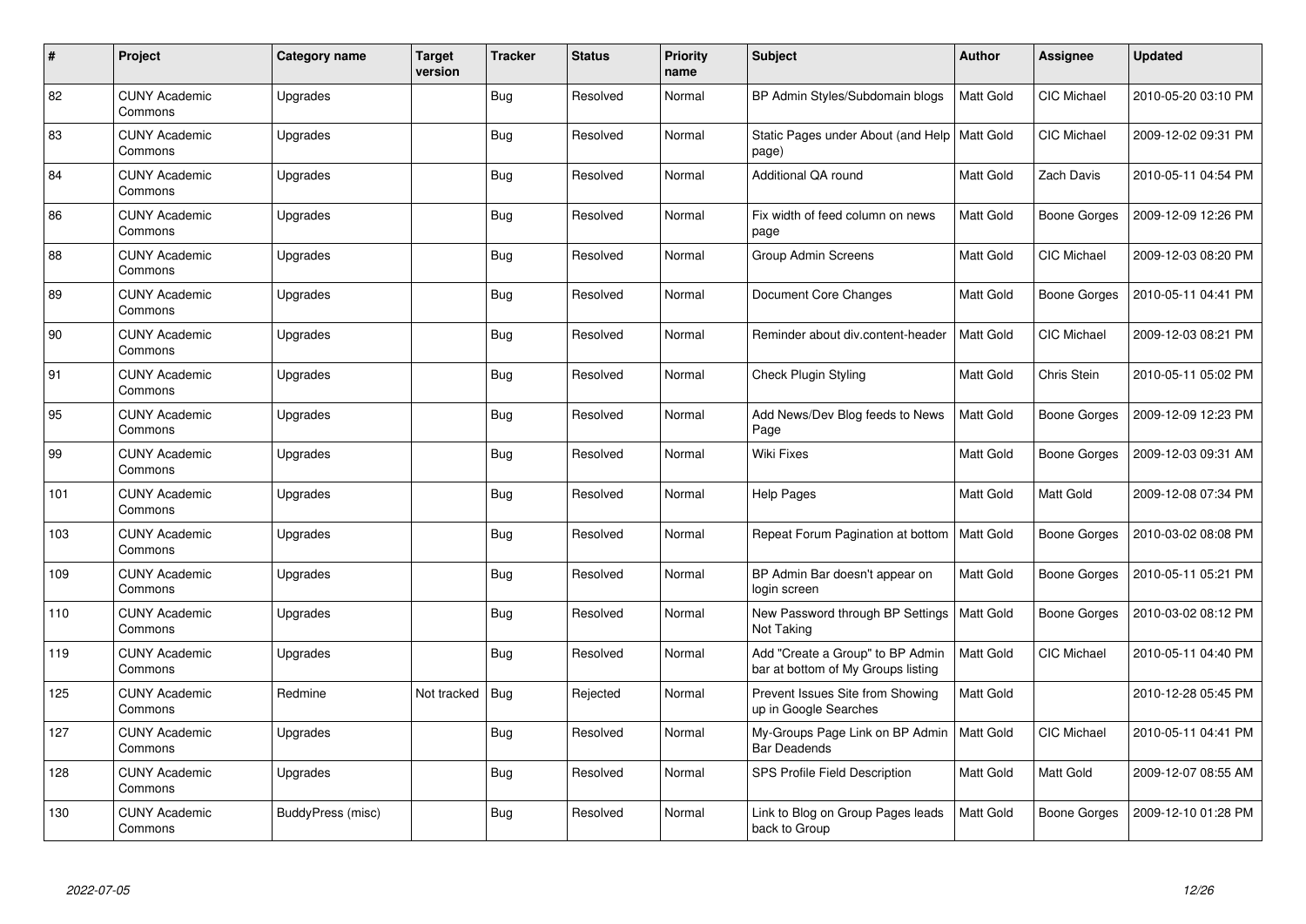| # | Project | Category name | Target version | Tracker | Status | Priority name | Subject | Author | Assignee | Updated |
|---|---|---|---|---|---|---|---|---|---|---|
| 82 | CUNY Academic Commons | Upgrades | | Bug | Resolved | Normal | BP Admin Styles/Subdomain blogs | Matt Gold | CIC Michael | 2010-05-20 03:10 PM |
| 83 | CUNY Academic Commons | Upgrades | | Bug | Resolved | Normal | Static Pages under About (and Help page) | Matt Gold | CIC Michael | 2009-12-02 09:31 PM |
| 84 | CUNY Academic Commons | Upgrades | | Bug | Resolved | Normal | Additional QA round | Matt Gold | Zach Davis | 2010-05-11 04:54 PM |
| 86 | CUNY Academic Commons | Upgrades | | Bug | Resolved | Normal | Fix width of feed column on news page | Matt Gold | Boone Gorges | 2009-12-09 12:26 PM |
| 88 | CUNY Academic Commons | Upgrades | | Bug | Resolved | Normal | Group Admin Screens | Matt Gold | CIC Michael | 2009-12-03 08:20 PM |
| 89 | CUNY Academic Commons | Upgrades | | Bug | Resolved | Normal | Document Core Changes | Matt Gold | Boone Gorges | 2010-05-11 04:41 PM |
| 90 | CUNY Academic Commons | Upgrades | | Bug | Resolved | Normal | Reminder about div.content-header | Matt Gold | CIC Michael | 2009-12-03 08:21 PM |
| 91 | CUNY Academic Commons | Upgrades | | Bug | Resolved | Normal | Check Plugin Styling | Matt Gold | Chris Stein | 2010-05-11 05:02 PM |
| 95 | CUNY Academic Commons | Upgrades | | Bug | Resolved | Normal | Add News/Dev Blog feeds to News Page | Matt Gold | Boone Gorges | 2009-12-09 12:23 PM |
| 99 | CUNY Academic Commons | Upgrades | | Bug | Resolved | Normal | Wiki Fixes | Matt Gold | Boone Gorges | 2009-12-03 09:31 AM |
| 101 | CUNY Academic Commons | Upgrades | | Bug | Resolved | Normal | Help Pages | Matt Gold | Matt Gold | 2009-12-08 07:34 PM |
| 103 | CUNY Academic Commons | Upgrades | | Bug | Resolved | Normal | Repeat Forum Pagination at bottom | Matt Gold | Boone Gorges | 2010-03-02 08:08 PM |
| 109 | CUNY Academic Commons | Upgrades | | Bug | Resolved | Normal | BP Admin Bar doesn't appear on login screen | Matt Gold | Boone Gorges | 2010-05-11 05:21 PM |
| 110 | CUNY Academic Commons | Upgrades | | Bug | Resolved | Normal | New Password through BP Settings Not Taking | Matt Gold | Boone Gorges | 2010-03-02 08:12 PM |
| 119 | CUNY Academic Commons | Upgrades | | Bug | Resolved | Normal | Add "Create a Group" to BP Admin bar at bottom of My Groups listing | Matt Gold | CIC Michael | 2010-05-11 04:40 PM |
| 125 | CUNY Academic Commons | Redmine | Not tracked | Bug | Rejected | Normal | Prevent Issues Site from Showing up in Google Searches | Matt Gold | | 2010-12-28 05:45 PM |
| 127 | CUNY Academic Commons | Upgrades | | Bug | Resolved | Normal | My-Groups Page Link on BP Admin Bar Deadends | Matt Gold | CIC Michael | 2010-05-11 04:41 PM |
| 128 | CUNY Academic Commons | Upgrades | | Bug | Resolved | Normal | SPS Profile Field Description | Matt Gold | Matt Gold | 2009-12-07 08:55 AM |
| 130 | CUNY Academic Commons | BuddyPress (misc) | | Bug | Resolved | Normal | Link to Blog on Group Pages leads back to Group | Matt Gold | Boone Gorges | 2009-12-10 01:28 PM |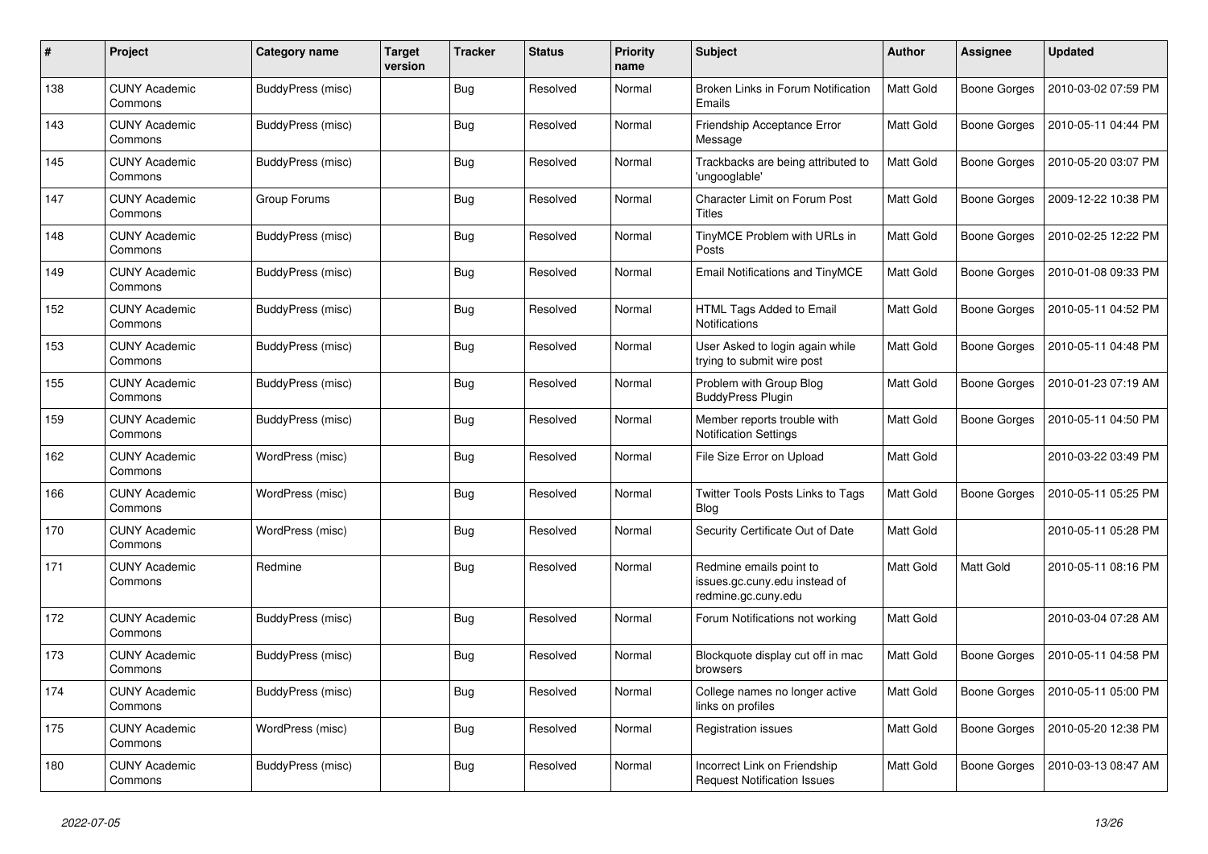| # | Project | Category name | Target version | Tracker | Status | Priority name | Subject | Author | Assignee | Updated |
|---|---|---|---|---|---|---|---|---|---|---|
| 138 | CUNY Academic Commons | BuddyPress (misc) | | Bug | Resolved | Normal | Broken Links in Forum Notification Emails | Matt Gold | Boone Gorges | 2010-03-02 07:59 PM |
| 143 | CUNY Academic Commons | BuddyPress (misc) | | Bug | Resolved | Normal | Friendship Acceptance Error Message | Matt Gold | Boone Gorges | 2010-05-11 04:44 PM |
| 145 | CUNY Academic Commons | BuddyPress (misc) | | Bug | Resolved | Normal | Trackbacks are being attributed to 'ungooglable' | Matt Gold | Boone Gorges | 2010-05-20 03:07 PM |
| 147 | CUNY Academic Commons | Group Forums | | Bug | Resolved | Normal | Character Limit on Forum Post Titles | Matt Gold | Boone Gorges | 2009-12-22 10:38 PM |
| 148 | CUNY Academic Commons | BuddyPress (misc) | | Bug | Resolved | Normal | TinyMCE Problem with URLs in Posts | Matt Gold | Boone Gorges | 2010-02-25 12:22 PM |
| 149 | CUNY Academic Commons | BuddyPress (misc) | | Bug | Resolved | Normal | Email Notifications and TinyMCE | Matt Gold | Boone Gorges | 2010-01-08 09:33 PM |
| 152 | CUNY Academic Commons | BuddyPress (misc) | | Bug | Resolved | Normal | HTML Tags Added to Email Notifications | Matt Gold | Boone Gorges | 2010-05-11 04:52 PM |
| 153 | CUNY Academic Commons | BuddyPress (misc) | | Bug | Resolved | Normal | User Asked to login again while trying to submit wire post | Matt Gold | Boone Gorges | 2010-05-11 04:48 PM |
| 155 | CUNY Academic Commons | BuddyPress (misc) | | Bug | Resolved | Normal | Problem with Group Blog BuddyPress Plugin | Matt Gold | Boone Gorges | 2010-01-23 07:19 AM |
| 159 | CUNY Academic Commons | BuddyPress (misc) | | Bug | Resolved | Normal | Member reports trouble with Notification Settings | Matt Gold | Boone Gorges | 2010-05-11 04:50 PM |
| 162 | CUNY Academic Commons | WordPress (misc) | | Bug | Resolved | Normal | File Size Error on Upload | Matt Gold | | 2010-03-22 03:49 PM |
| 166 | CUNY Academic Commons | WordPress (misc) | | Bug | Resolved | Normal | Twitter Tools Posts Links to Tags Blog | Matt Gold | Boone Gorges | 2010-05-11 05:25 PM |
| 170 | CUNY Academic Commons | WordPress (misc) | | Bug | Resolved | Normal | Security Certificate Out of Date | Matt Gold | | 2010-05-11 05:28 PM |
| 171 | CUNY Academic Commons | Redmine | | Bug | Resolved | Normal | Redmine emails point to issues.gc.cuny.edu instead of redmine.gc.cuny.edu | Matt Gold | Matt Gold | 2010-05-11 08:16 PM |
| 172 | CUNY Academic Commons | BuddyPress (misc) | | Bug | Resolved | Normal | Forum Notifications not working | Matt Gold | | 2010-03-04 07:28 AM |
| 173 | CUNY Academic Commons | BuddyPress (misc) | | Bug | Resolved | Normal | Blockquote display cut off in mac browsers | Matt Gold | Boone Gorges | 2010-05-11 04:58 PM |
| 174 | CUNY Academic Commons | BuddyPress (misc) | | Bug | Resolved | Normal | College names no longer active links on profiles | Matt Gold | Boone Gorges | 2010-05-11 05:00 PM |
| 175 | CUNY Academic Commons | WordPress (misc) | | Bug | Resolved | Normal | Registration issues | Matt Gold | Boone Gorges | 2010-05-20 12:38 PM |
| 180 | CUNY Academic Commons | BuddyPress (misc) | | Bug | Resolved | Normal | Incorrect Link on Friendship Request Notification Issues | Matt Gold | Boone Gorges | 2010-03-13 08:47 AM |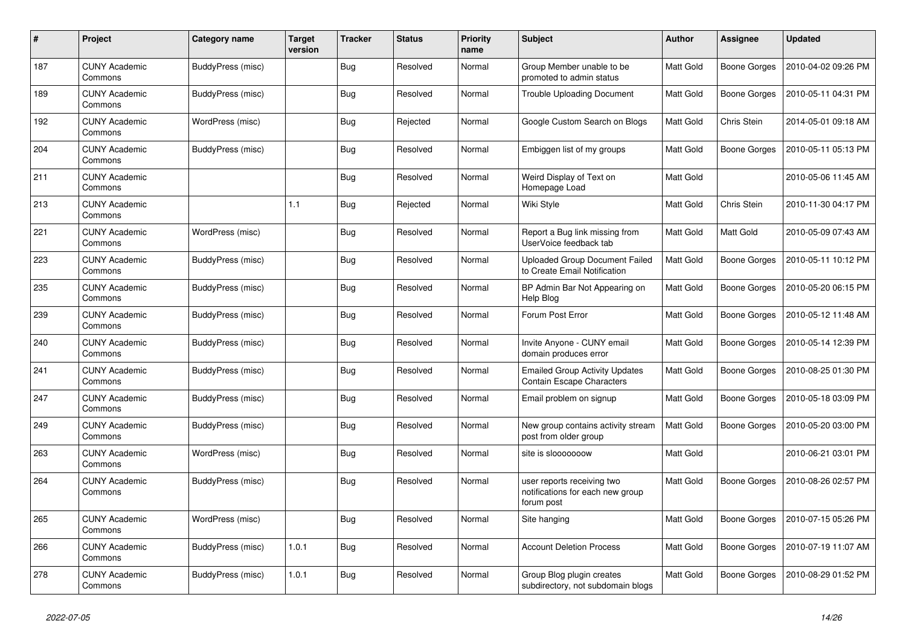| # | Project | Category name | Target version | Tracker | Status | Priority name | Subject | Author | Assignee | Updated |
|---|---|---|---|---|---|---|---|---|---|---|
| 187 | CUNY Academic Commons | BuddyPress (misc) | | Bug | Resolved | Normal | Group Member unable to be promoted to admin status | Matt Gold | Boone Gorges | 2010-04-02 09:26 PM |
| 189 | CUNY Academic Commons | BuddyPress (misc) | | Bug | Resolved | Normal | Trouble Uploading Document | Matt Gold | Boone Gorges | 2010-05-11 04:31 PM |
| 192 | CUNY Academic Commons | WordPress (misc) | | Bug | Rejected | Normal | Google Custom Search on Blogs | Matt Gold | Chris Stein | 2014-05-01 09:18 AM |
| 204 | CUNY Academic Commons | BuddyPress (misc) | | Bug | Resolved | Normal | Embiggen list of my groups | Matt Gold | Boone Gorges | 2010-05-11 05:13 PM |
| 211 | CUNY Academic Commons | | | Bug | Resolved | Normal | Weird Display of Text on Homepage Load | Matt Gold | | 2010-05-06 11:45 AM |
| 213 | CUNY Academic Commons | | 1.1 | Bug | Rejected | Normal | Wiki Style | Matt Gold | Chris Stein | 2010-11-30 04:17 PM |
| 221 | CUNY Academic Commons | WordPress (misc) | | Bug | Resolved | Normal | Report a Bug link missing from UserVoice feedback tab | Matt Gold | Matt Gold | 2010-05-09 07:43 AM |
| 223 | CUNY Academic Commons | BuddyPress (misc) | | Bug | Resolved | Normal | Uploaded Group Document Failed to Create Email Notification | Matt Gold | Boone Gorges | 2010-05-11 10:12 PM |
| 235 | CUNY Academic Commons | BuddyPress (misc) | | Bug | Resolved | Normal | BP Admin Bar Not Appearing on Help Blog | Matt Gold | Boone Gorges | 2010-05-20 06:15 PM |
| 239 | CUNY Academic Commons | BuddyPress (misc) | | Bug | Resolved | Normal | Forum Post Error | Matt Gold | Boone Gorges | 2010-05-12 11:48 AM |
| 240 | CUNY Academic Commons | BuddyPress (misc) | | Bug | Resolved | Normal | Invite Anyone - CUNY email domain produces error | Matt Gold | Boone Gorges | 2010-05-14 12:39 PM |
| 241 | CUNY Academic Commons | BuddyPress (misc) | | Bug | Resolved | Normal | Emailed Group Activity Updates Contain Escape Characters | Matt Gold | Boone Gorges | 2010-08-25 01:30 PM |
| 247 | CUNY Academic Commons | BuddyPress (misc) | | Bug | Resolved | Normal | Email problem on signup | Matt Gold | Boone Gorges | 2010-05-18 03:09 PM |
| 249 | CUNY Academic Commons | BuddyPress (misc) | | Bug | Resolved | Normal | New group contains activity stream post from older group | Matt Gold | Boone Gorges | 2010-05-20 03:00 PM |
| 263 | CUNY Academic Commons | WordPress (misc) | | Bug | Resolved | Normal | site is slooooooow | Matt Gold | | 2010-06-21 03:01 PM |
| 264 | CUNY Academic Commons | BuddyPress (misc) | | Bug | Resolved | Normal | user reports receiving two notifications for each new group forum post | Matt Gold | Boone Gorges | 2010-08-26 02:57 PM |
| 265 | CUNY Academic Commons | WordPress (misc) | | Bug | Resolved | Normal | Site hanging | Matt Gold | Boone Gorges | 2010-07-15 05:26 PM |
| 266 | CUNY Academic Commons | BuddyPress (misc) | 1.0.1 | Bug | Resolved | Normal | Account Deletion Process | Matt Gold | Boone Gorges | 2010-07-19 11:07 AM |
| 278 | CUNY Academic Commons | BuddyPress (misc) | 1.0.1 | Bug | Resolved | Normal | Group Blog plugin creates subdirectory, not subdomain blogs | Matt Gold | Boone Gorges | 2010-08-29 01:52 PM |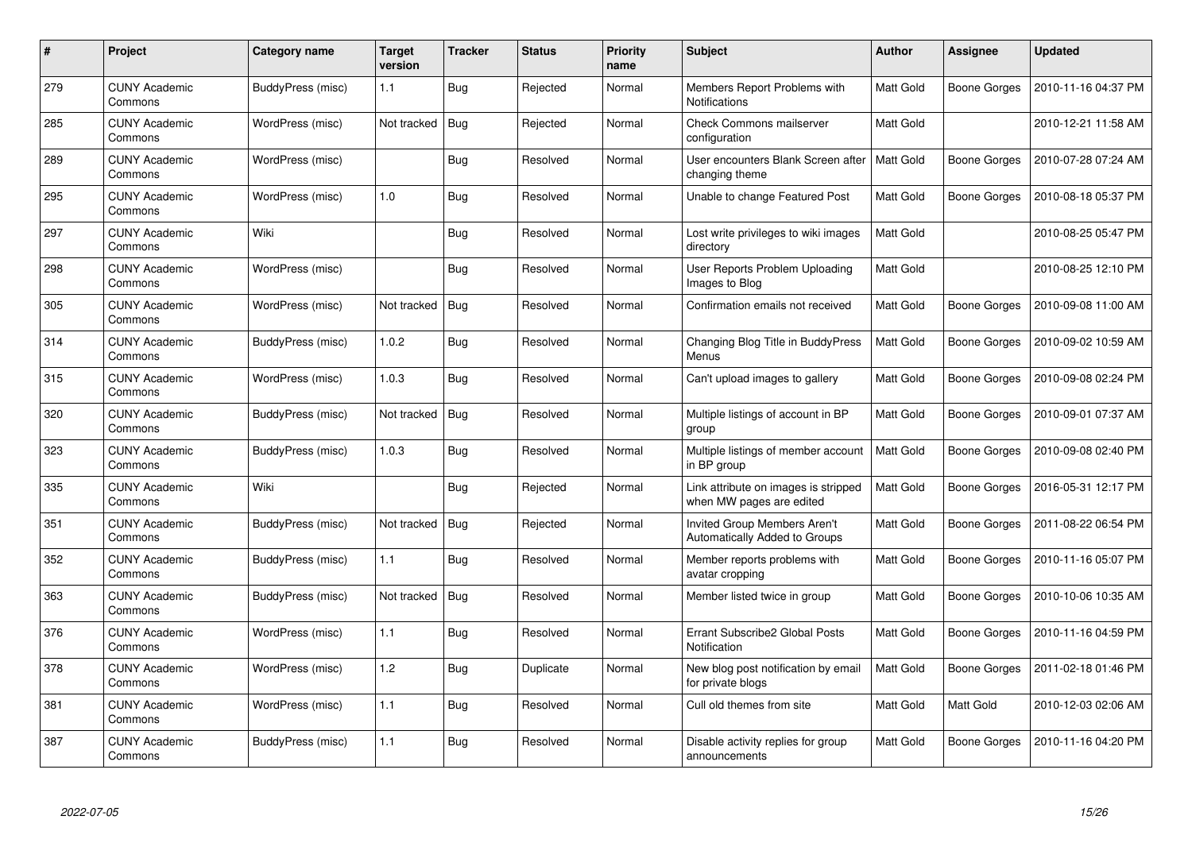| # | Project | Category name | Target version | Tracker | Status | Priority name | Subject | Author | Assignee | Updated |
|---|---|---|---|---|---|---|---|---|---|---|
| 279 | CUNY Academic Commons | BuddyPress (misc) | 1.1 | Bug | Rejected | Normal | Members Report Problems with Notifications | Matt Gold | Boone Gorges | 2010-11-16 04:37 PM |
| 285 | CUNY Academic Commons | WordPress (misc) | Not tracked | Bug | Rejected | Normal | Check Commons mailserver configuration | Matt Gold | | 2010-12-21 11:58 AM |
| 289 | CUNY Academic Commons | WordPress (misc) | | Bug | Resolved | Normal | User encounters Blank Screen after changing theme | Matt Gold | Boone Gorges | 2010-07-28 07:24 AM |
| 295 | CUNY Academic Commons | WordPress (misc) | 1.0 | Bug | Resolved | Normal | Unable to change Featured Post | Matt Gold | Boone Gorges | 2010-08-18 05:37 PM |
| 297 | CUNY Academic Commons | Wiki | | Bug | Resolved | Normal | Lost write privileges to wiki images directory | Matt Gold | | 2010-08-25 05:47 PM |
| 298 | CUNY Academic Commons | WordPress (misc) | | Bug | Resolved | Normal | User Reports Problem Uploading Images to Blog | Matt Gold | | 2010-08-25 12:10 PM |
| 305 | CUNY Academic Commons | WordPress (misc) | Not tracked | Bug | Resolved | Normal | Confirmation emails not received | Matt Gold | Boone Gorges | 2010-09-08 11:00 AM |
| 314 | CUNY Academic Commons | BuddyPress (misc) | 1.0.2 | Bug | Resolved | Normal | Changing Blog Title in BuddyPress Menus | Matt Gold | Boone Gorges | 2010-09-02 10:59 AM |
| 315 | CUNY Academic Commons | WordPress (misc) | 1.0.3 | Bug | Resolved | Normal | Can't upload images to gallery | Matt Gold | Boone Gorges | 2010-09-08 02:24 PM |
| 320 | CUNY Academic Commons | BuddyPress (misc) | Not tracked | Bug | Resolved | Normal | Multiple listings of account in BP group | Matt Gold | Boone Gorges | 2010-09-01 07:37 AM |
| 323 | CUNY Academic Commons | BuddyPress (misc) | 1.0.3 | Bug | Resolved | Normal | Multiple listings of member account in BP group | Matt Gold | Boone Gorges | 2010-09-08 02:40 PM |
| 335 | CUNY Academic Commons | Wiki | | Bug | Rejected | Normal | Link attribute on images is stripped when MW pages are edited | Matt Gold | Boone Gorges | 2016-05-31 12:17 PM |
| 351 | CUNY Academic Commons | BuddyPress (misc) | Not tracked | Bug | Rejected | Normal | Invited Group Members Aren't Automatically Added to Groups | Matt Gold | Boone Gorges | 2011-08-22 06:54 PM |
| 352 | CUNY Academic Commons | BuddyPress (misc) | 1.1 | Bug | Resolved | Normal | Member reports problems with avatar cropping | Matt Gold | Boone Gorges | 2010-11-16 05:07 PM |
| 363 | CUNY Academic Commons | BuddyPress (misc) | Not tracked | Bug | Resolved | Normal | Member listed twice in group | Matt Gold | Boone Gorges | 2010-10-06 10:35 AM |
| 376 | CUNY Academic Commons | WordPress (misc) | 1.1 | Bug | Resolved | Normal | Errant Subscribe2 Global Posts Notification | Matt Gold | Boone Gorges | 2010-11-16 04:59 PM |
| 378 | CUNY Academic Commons | WordPress (misc) | 1.2 | Bug | Duplicate | Normal | New blog post notification by email for private blogs | Matt Gold | Boone Gorges | 2011-02-18 01:46 PM |
| 381 | CUNY Academic Commons | WordPress (misc) | 1.1 | Bug | Resolved | Normal | Cull old themes from site | Matt Gold | Matt Gold | 2010-12-03 02:06 AM |
| 387 | CUNY Academic Commons | BuddyPress (misc) | 1.1 | Bug | Resolved | Normal | Disable activity replies for group announcements | Matt Gold | Boone Gorges | 2010-11-16 04:20 PM |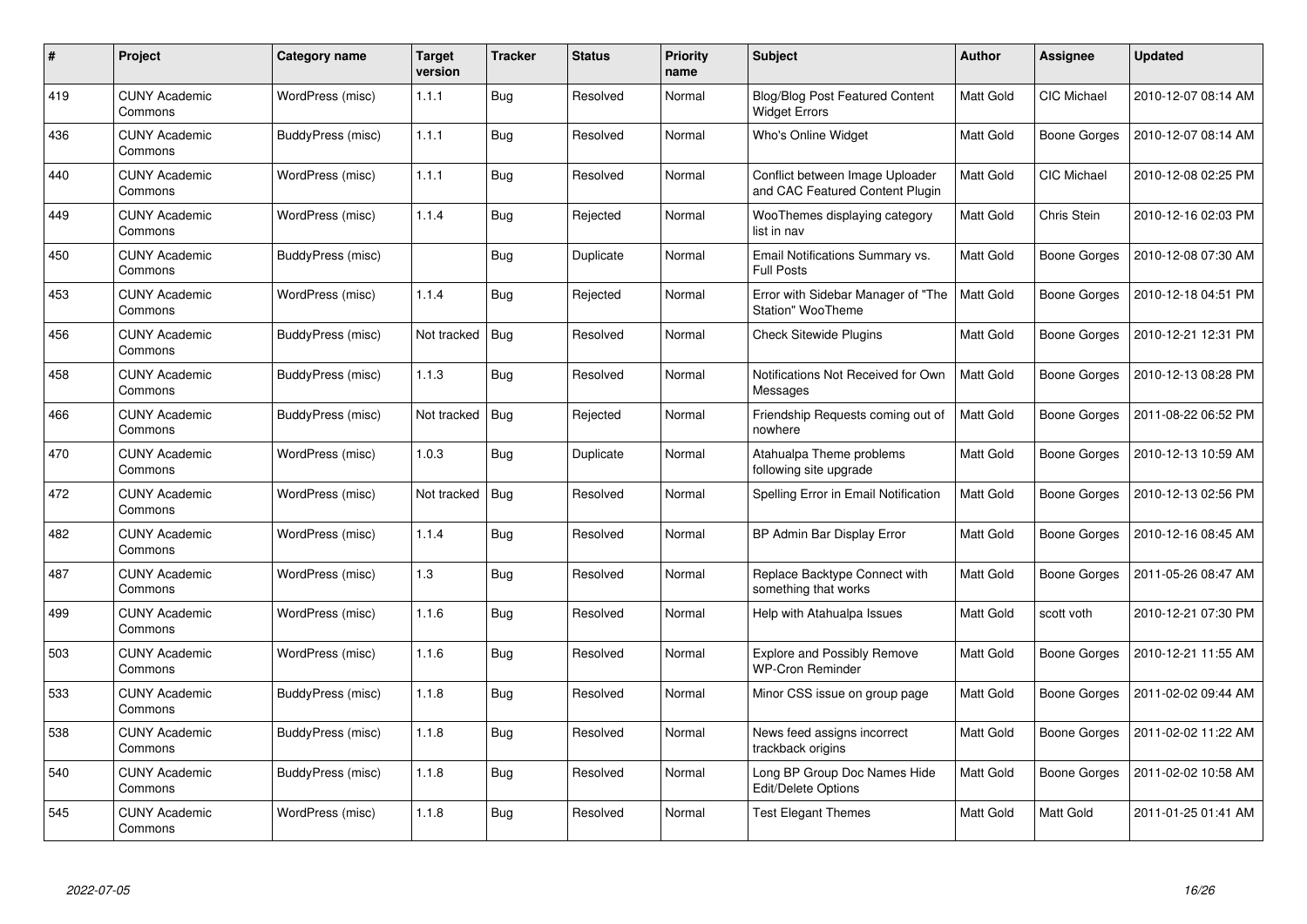| # | Project | Category name | Target version | Tracker | Status | Priority name | Subject | Author | Assignee | Updated |
|---|---|---|---|---|---|---|---|---|---|---|
| 419 | CUNY Academic Commons | WordPress (misc) | 1.1.1 | Bug | Resolved | Normal | Blog/Blog Post Featured Content Widget Errors | Matt Gold | CIC Michael | 2010-12-07 08:14 AM |
| 436 | CUNY Academic Commons | BuddyPress (misc) | 1.1.1 | Bug | Resolved | Normal | Who's Online Widget | Matt Gold | Boone Gorges | 2010-12-07 08:14 AM |
| 440 | CUNY Academic Commons | WordPress (misc) | 1.1.1 | Bug | Resolved | Normal | Conflict between Image Uploader and CAC Featured Content Plugin | Matt Gold | CIC Michael | 2010-12-08 02:25 PM |
| 449 | CUNY Academic Commons | WordPress (misc) | 1.1.4 | Bug | Rejected | Normal | WooThemes displaying category list in nav | Matt Gold | Chris Stein | 2010-12-16 02:03 PM |
| 450 | CUNY Academic Commons | BuddyPress (misc) | | Bug | Duplicate | Normal | Email Notifications Summary vs. Full Posts | Matt Gold | Boone Gorges | 2010-12-08 07:30 AM |
| 453 | CUNY Academic Commons | WordPress (misc) | 1.1.4 | Bug | Rejected | Normal | Error with Sidebar Manager of "The Station" WooTheme | Matt Gold | Boone Gorges | 2010-12-18 04:51 PM |
| 456 | CUNY Academic Commons | BuddyPress (misc) | Not tracked | Bug | Resolved | Normal | Check Sitewide Plugins | Matt Gold | Boone Gorges | 2010-12-21 12:31 PM |
| 458 | CUNY Academic Commons | BuddyPress (misc) | 1.1.3 | Bug | Resolved | Normal | Notifications Not Received for Own Messages | Matt Gold | Boone Gorges | 2010-12-13 08:28 PM |
| 466 | CUNY Academic Commons | BuddyPress (misc) | Not tracked | Bug | Rejected | Normal | Friendship Requests coming out of nowhere | Matt Gold | Boone Gorges | 2011-08-22 06:52 PM |
| 470 | CUNY Academic Commons | WordPress (misc) | 1.0.3 | Bug | Duplicate | Normal | Atahualpa Theme problems following site upgrade | Matt Gold | Boone Gorges | 2010-12-13 10:59 AM |
| 472 | CUNY Academic Commons | WordPress (misc) | Not tracked | Bug | Resolved | Normal | Spelling Error in Email Notification | Matt Gold | Boone Gorges | 2010-12-13 02:56 PM |
| 482 | CUNY Academic Commons | WordPress (misc) | 1.1.4 | Bug | Resolved | Normal | BP Admin Bar Display Error | Matt Gold | Boone Gorges | 2010-12-16 08:45 AM |
| 487 | CUNY Academic Commons | WordPress (misc) | 1.3 | Bug | Resolved | Normal | Replace Backtype Connect with something that works | Matt Gold | Boone Gorges | 2011-05-26 08:47 AM |
| 499 | CUNY Academic Commons | WordPress (misc) | 1.1.6 | Bug | Resolved | Normal | Help with Atahualpa Issues | Matt Gold | scott voth | 2010-12-21 07:30 PM |
| 503 | CUNY Academic Commons | WordPress (misc) | 1.1.6 | Bug | Resolved | Normal | Explore and Possibly Remove WP-Cron Reminder | Matt Gold | Boone Gorges | 2010-12-21 11:55 AM |
| 533 | CUNY Academic Commons | BuddyPress (misc) | 1.1.8 | Bug | Resolved | Normal | Minor CSS issue on group page | Matt Gold | Boone Gorges | 2011-02-02 09:44 AM |
| 538 | CUNY Academic Commons | BuddyPress (misc) | 1.1.8 | Bug | Resolved | Normal | News feed assigns incorrect trackback origins | Matt Gold | Boone Gorges | 2011-02-02 11:22 AM |
| 540 | CUNY Academic Commons | BuddyPress (misc) | 1.1.8 | Bug | Resolved | Normal | Long BP Group Doc Names Hide Edit/Delete Options | Matt Gold | Boone Gorges | 2011-02-02 10:58 AM |
| 545 | CUNY Academic Commons | WordPress (misc) | 1.1.8 | Bug | Resolved | Normal | Test Elegant Themes | Matt Gold | Matt Gold | 2011-01-25 01:41 AM |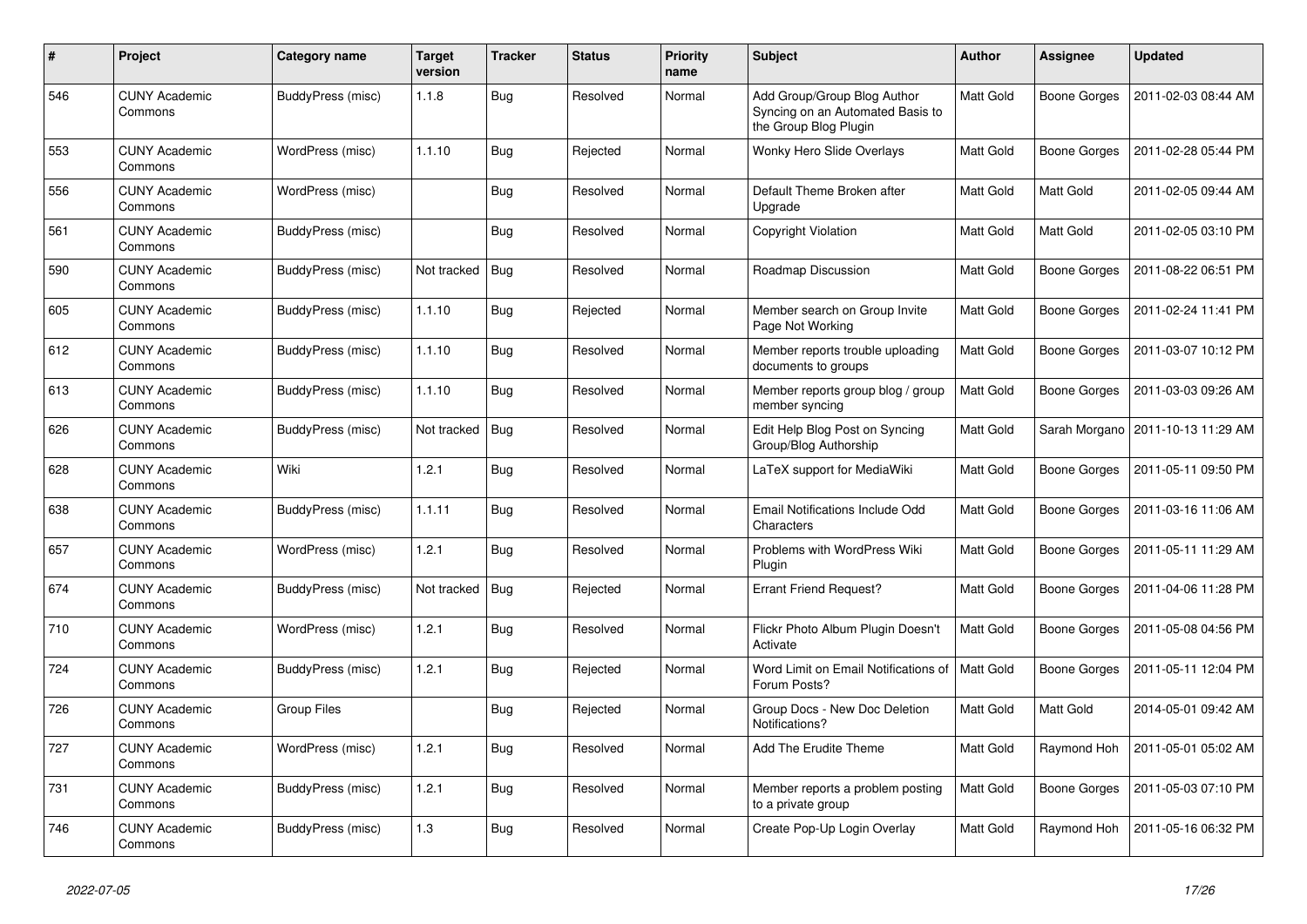| # | Project | Category name | Target version | Tracker | Status | Priority name | Subject | Author | Assignee | Updated |
|---|---|---|---|---|---|---|---|---|---|---|
| 546 | CUNY Academic Commons | BuddyPress (misc) | 1.1.8 | Bug | Resolved | Normal | Add Group/Group Blog Author Syncing on an Automated Basis to the Group Blog Plugin | Matt Gold | Boone Gorges | 2011-02-03 08:44 AM |
| 553 | CUNY Academic Commons | WordPress (misc) | 1.1.10 | Bug | Rejected | Normal | Wonky Hero Slide Overlays | Matt Gold | Boone Gorges | 2011-02-28 05:44 PM |
| 556 | CUNY Academic Commons | WordPress (misc) | | Bug | Resolved | Normal | Default Theme Broken after Upgrade | Matt Gold | Matt Gold | 2011-02-05 09:44 AM |
| 561 | CUNY Academic Commons | BuddyPress (misc) | | Bug | Resolved | Normal | Copyright Violation | Matt Gold | Matt Gold | 2011-02-05 03:10 PM |
| 590 | CUNY Academic Commons | BuddyPress (misc) | Not tracked | Bug | Resolved | Normal | Roadmap Discussion | Matt Gold | Boone Gorges | 2011-08-22 06:51 PM |
| 605 | CUNY Academic Commons | BuddyPress (misc) | 1.1.10 | Bug | Rejected | Normal | Member search on Group Invite Page Not Working | Matt Gold | Boone Gorges | 2011-02-24 11:41 PM |
| 612 | CUNY Academic Commons | BuddyPress (misc) | 1.1.10 | Bug | Resolved | Normal | Member reports trouble uploading documents to groups | Matt Gold | Boone Gorges | 2011-03-07 10:12 PM |
| 613 | CUNY Academic Commons | BuddyPress (misc) | 1.1.10 | Bug | Resolved | Normal | Member reports group blog / group member syncing | Matt Gold | Boone Gorges | 2011-03-03 09:26 AM |
| 626 | CUNY Academic Commons | BuddyPress (misc) | Not tracked | Bug | Resolved | Normal | Edit Help Blog Post on Syncing Group/Blog Authorship | Matt Gold | Sarah Morgano | 2011-10-13 11:29 AM |
| 628 | CUNY Academic Commons | Wiki | 1.2.1 | Bug | Resolved | Normal | LaTeX support for MediaWiki | Matt Gold | Boone Gorges | 2011-05-11 09:50 PM |
| 638 | CUNY Academic Commons | BuddyPress (misc) | 1.1.11 | Bug | Resolved | Normal | Email Notifications Include Odd Characters | Matt Gold | Boone Gorges | 2011-03-16 11:06 AM |
| 657 | CUNY Academic Commons | WordPress (misc) | 1.2.1 | Bug | Resolved | Normal | Problems with WordPress Wiki Plugin | Matt Gold | Boone Gorges | 2011-05-11 11:29 AM |
| 674 | CUNY Academic Commons | BuddyPress (misc) | Not tracked | Bug | Rejected | Normal | Errant Friend Request? | Matt Gold | Boone Gorges | 2011-04-06 11:28 PM |
| 710 | CUNY Academic Commons | WordPress (misc) | 1.2.1 | Bug | Resolved | Normal | Flickr Photo Album Plugin Doesn't Activate | Matt Gold | Boone Gorges | 2011-05-08 04:56 PM |
| 724 | CUNY Academic Commons | BuddyPress (misc) | 1.2.1 | Bug | Rejected | Normal | Word Limit on Email Notifications of Forum Posts? | Matt Gold | Boone Gorges | 2011-05-11 12:04 PM |
| 726 | CUNY Academic Commons | Group Files | | Bug | Rejected | Normal | Group Docs - New Doc Deletion Notifications? | Matt Gold | Matt Gold | 2014-05-01 09:42 AM |
| 727 | CUNY Academic Commons | WordPress (misc) | 1.2.1 | Bug | Resolved | Normal | Add The Erudite Theme | Matt Gold | Raymond Hoh | 2011-05-01 05:02 AM |
| 731 | CUNY Academic Commons | BuddyPress (misc) | 1.2.1 | Bug | Resolved | Normal | Member reports a problem posting to a private group | Matt Gold | Boone Gorges | 2011-05-03 07:10 PM |
| 746 | CUNY Academic Commons | BuddyPress (misc) | 1.3 | Bug | Resolved | Normal | Create Pop-Up Login Overlay | Matt Gold | Raymond Hoh | 2011-05-16 06:32 PM |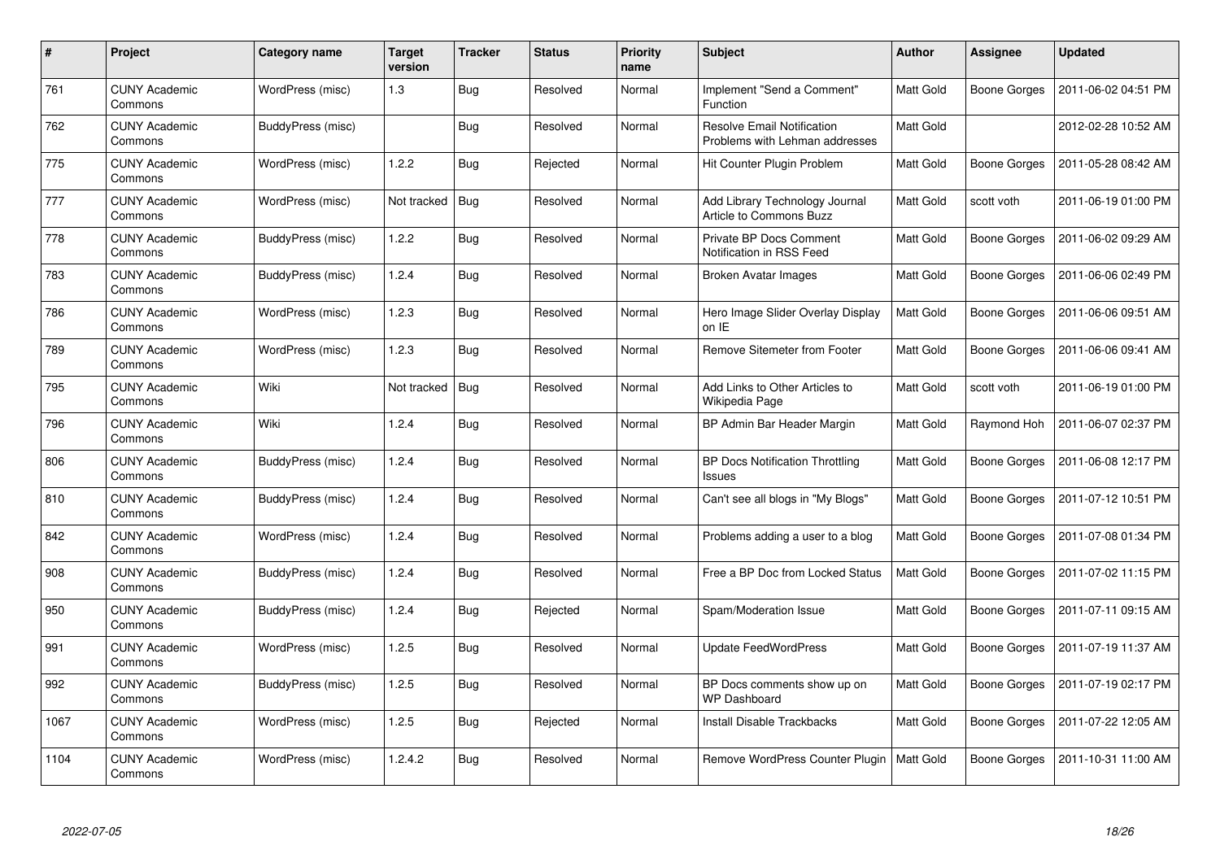| # | Project | Category name | Target version | Tracker | Status | Priority name | Subject | Author | Assignee | Updated |
|---|---|---|---|---|---|---|---|---|---|---|
| 761 | CUNY Academic Commons | WordPress (misc) | 1.3 | Bug | Resolved | Normal | Implement "Send a Comment" Function | Matt Gold | Boone Gorges | 2011-06-02 04:51 PM |
| 762 | CUNY Academic Commons | BuddyPress (misc) | | Bug | Resolved | Normal | Resolve Email Notification Problems with Lehman addresses | Matt Gold | | 2012-02-28 10:52 AM |
| 775 | CUNY Academic Commons | WordPress (misc) | 1.2.2 | Bug | Rejected | Normal | Hit Counter Plugin Problem | Matt Gold | Boone Gorges | 2011-05-28 08:42 AM |
| 777 | CUNY Academic Commons | WordPress (misc) | Not tracked | Bug | Resolved | Normal | Add Library Technology Journal Article to Commons Buzz | Matt Gold | scott voth | 2011-06-19 01:00 PM |
| 778 | CUNY Academic Commons | BuddyPress (misc) | 1.2.2 | Bug | Resolved | Normal | Private BP Docs Comment Notification in RSS Feed | Matt Gold | Boone Gorges | 2011-06-02 09:29 AM |
| 783 | CUNY Academic Commons | BuddyPress (misc) | 1.2.4 | Bug | Resolved | Normal | Broken Avatar Images | Matt Gold | Boone Gorges | 2011-06-06 02:49 PM |
| 786 | CUNY Academic Commons | WordPress (misc) | 1.2.3 | Bug | Resolved | Normal | Hero Image Slider Overlay Display on IE | Matt Gold | Boone Gorges | 2011-06-06 09:51 AM |
| 789 | CUNY Academic Commons | WordPress (misc) | 1.2.3 | Bug | Resolved | Normal | Remove Sitemeter from Footer | Matt Gold | Boone Gorges | 2011-06-06 09:41 AM |
| 795 | CUNY Academic Commons | Wiki | Not tracked | Bug | Resolved | Normal | Add Links to Other Articles to Wikipedia Page | Matt Gold | scott voth | 2011-06-19 01:00 PM |
| 796 | CUNY Academic Commons | Wiki | 1.2.4 | Bug | Resolved | Normal | BP Admin Bar Header Margin | Matt Gold | Raymond Hoh | 2011-06-07 02:37 PM |
| 806 | CUNY Academic Commons | BuddyPress (misc) | 1.2.4 | Bug | Resolved | Normal | BP Docs Notification Throttling Issues | Matt Gold | Boone Gorges | 2011-06-08 12:17 PM |
| 810 | CUNY Academic Commons | BuddyPress (misc) | 1.2.4 | Bug | Resolved | Normal | Can't see all blogs in "My Blogs" | Matt Gold | Boone Gorges | 2011-07-12 10:51 PM |
| 842 | CUNY Academic Commons | WordPress (misc) | 1.2.4 | Bug | Resolved | Normal | Problems adding a user to a blog | Matt Gold | Boone Gorges | 2011-07-08 01:34 PM |
| 908 | CUNY Academic Commons | BuddyPress (misc) | 1.2.4 | Bug | Resolved | Normal | Free a BP Doc from Locked Status | Matt Gold | Boone Gorges | 2011-07-02 11:15 PM |
| 950 | CUNY Academic Commons | BuddyPress (misc) | 1.2.4 | Bug | Rejected | Normal | Spam/Moderation Issue | Matt Gold | Boone Gorges | 2011-07-11 09:15 AM |
| 991 | CUNY Academic Commons | WordPress (misc) | 1.2.5 | Bug | Resolved | Normal | Update FeedWordPress | Matt Gold | Boone Gorges | 2011-07-19 11:37 AM |
| 992 | CUNY Academic Commons | BuddyPress (misc) | 1.2.5 | Bug | Resolved | Normal | BP Docs comments show up on WP Dashboard | Matt Gold | Boone Gorges | 2011-07-19 02:17 PM |
| 1067 | CUNY Academic Commons | WordPress (misc) | 1.2.5 | Bug | Rejected | Normal | Install Disable Trackbacks | Matt Gold | Boone Gorges | 2011-07-22 12:05 AM |
| 1104 | CUNY Academic Commons | WordPress (misc) | 1.2.4.2 | Bug | Resolved | Normal | Remove WordPress Counter Plugin | Matt Gold | Boone Gorges | 2011-10-31 11:00 AM |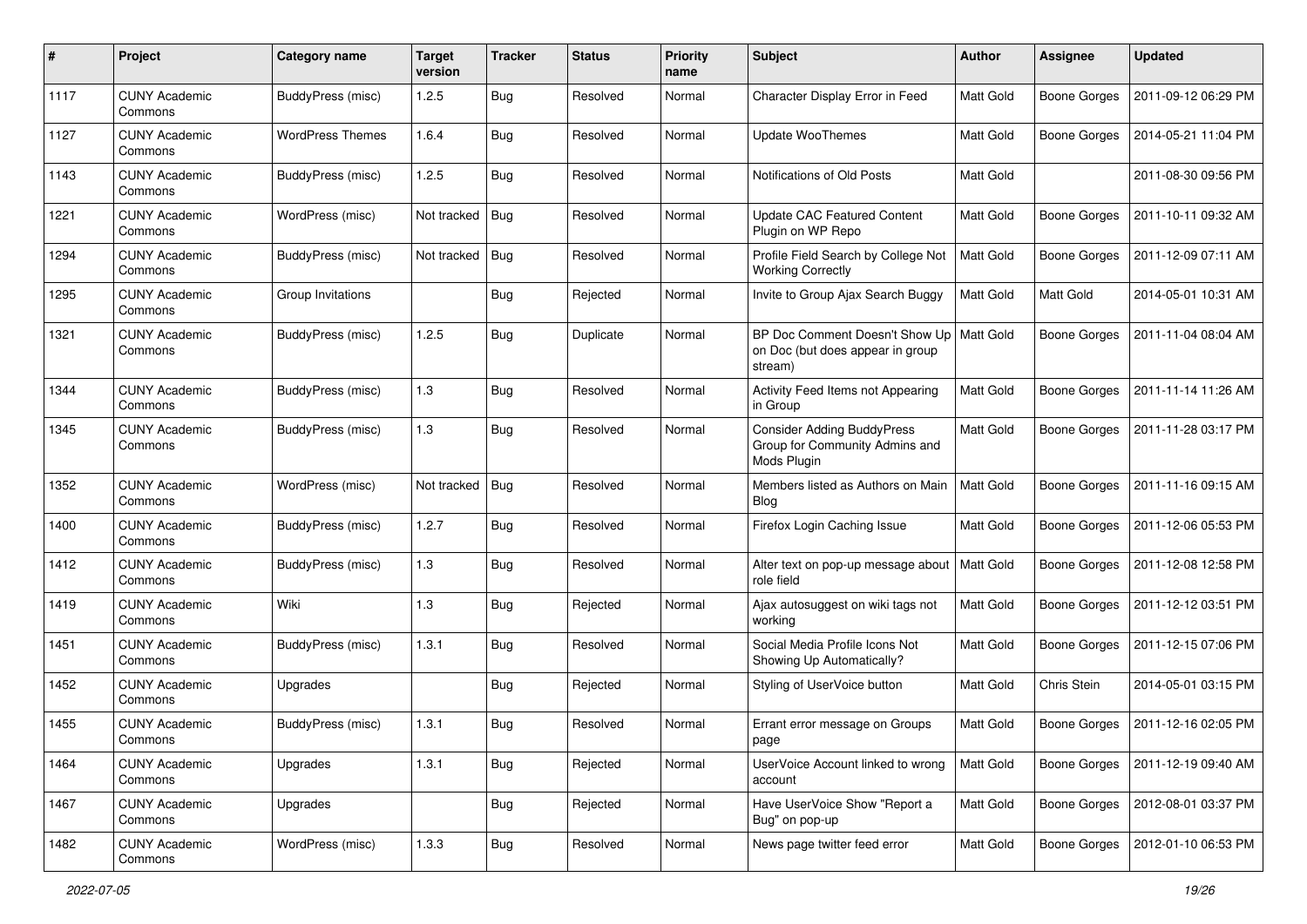| # | Project | Category name | Target version | Tracker | Status | Priority name | Subject | Author | Assignee | Updated |
|---|---|---|---|---|---|---|---|---|---|---|
| 1117 | CUNY Academic Commons | BuddyPress (misc) | 1.2.5 | Bug | Resolved | Normal | Character Display Error in Feed | Matt Gold | Boone Gorges | 2011-09-12 06:29 PM |
| 1127 | CUNY Academic Commons | WordPress Themes | 1.6.4 | Bug | Resolved | Normal | Update WooThemes | Matt Gold | Boone Gorges | 2014-05-21 11:04 PM |
| 1143 | CUNY Academic Commons | BuddyPress (misc) | 1.2.5 | Bug | Resolved | Normal | Notifications of Old Posts | Matt Gold | | 2011-08-30 09:56 PM |
| 1221 | CUNY Academic Commons | WordPress (misc) | Not tracked | Bug | Resolved | Normal | Update CAC Featured Content Plugin on WP Repo | Matt Gold | Boone Gorges | 2011-10-11 09:32 AM |
| 1294 | CUNY Academic Commons | BuddyPress (misc) | Not tracked | Bug | Resolved | Normal | Profile Field Search by College Not Working Correctly | Matt Gold | Boone Gorges | 2011-12-09 07:11 AM |
| 1295 | CUNY Academic Commons | Group Invitations | | Bug | Rejected | Normal | Invite to Group Ajax Search Buggy | Matt Gold | Matt Gold | 2014-05-01 10:31 AM |
| 1321 | CUNY Academic Commons | BuddyPress (misc) | 1.2.5 | Bug | Duplicate | Normal | BP Doc Comment Doesn't Show Up on Doc (but does appear in group stream) | Matt Gold | Boone Gorges | 2011-11-04 08:04 AM |
| 1344 | CUNY Academic Commons | BuddyPress (misc) | 1.3 | Bug | Resolved | Normal | Activity Feed Items not Appearing in Group | Matt Gold | Boone Gorges | 2011-11-14 11:26 AM |
| 1345 | CUNY Academic Commons | BuddyPress (misc) | 1.3 | Bug | Resolved | Normal | Consider Adding BuddyPress Group for Community Admins and Mods Plugin | Matt Gold | Boone Gorges | 2011-11-28 03:17 PM |
| 1352 | CUNY Academic Commons | WordPress (misc) | Not tracked | Bug | Resolved | Normal | Members listed as Authors on Main Blog | Matt Gold | Boone Gorges | 2011-11-16 09:15 AM |
| 1400 | CUNY Academic Commons | BuddyPress (misc) | 1.2.7 | Bug | Resolved | Normal | Firefox Login Caching Issue | Matt Gold | Boone Gorges | 2011-12-06 05:53 PM |
| 1412 | CUNY Academic Commons | BuddyPress (misc) | 1.3 | Bug | Resolved | Normal | Alter text on pop-up message about role field | Matt Gold | Boone Gorges | 2011-12-08 12:58 PM |
| 1419 | CUNY Academic Commons | Wiki | 1.3 | Bug | Rejected | Normal | Ajax autosuggest on wiki tags not working | Matt Gold | Boone Gorges | 2011-12-12 03:51 PM |
| 1451 | CUNY Academic Commons | BuddyPress (misc) | 1.3.1 | Bug | Resolved | Normal | Social Media Profile Icons Not Showing Up Automatically? | Matt Gold | Boone Gorges | 2011-12-15 07:06 PM |
| 1452 | CUNY Academic Commons | Upgrades | | Bug | Rejected | Normal | Styling of UserVoice button | Matt Gold | Chris Stein | 2014-05-01 03:15 PM |
| 1455 | CUNY Academic Commons | BuddyPress (misc) | 1.3.1 | Bug | Resolved | Normal | Errant error message on Groups page | Matt Gold | Boone Gorges | 2011-12-16 02:05 PM |
| 1464 | CUNY Academic Commons | Upgrades | 1.3.1 | Bug | Rejected | Normal | UserVoice Account linked to wrong account | Matt Gold | Boone Gorges | 2011-12-19 09:40 AM |
| 1467 | CUNY Academic Commons | Upgrades | | Bug | Rejected | Normal | Have UserVoice Show "Report a Bug" on pop-up | Matt Gold | Boone Gorges | 2012-08-01 03:37 PM |
| 1482 | CUNY Academic Commons | WordPress (misc) | 1.3.3 | Bug | Resolved | Normal | News page twitter feed error | Matt Gold | Boone Gorges | 2012-01-10 06:53 PM |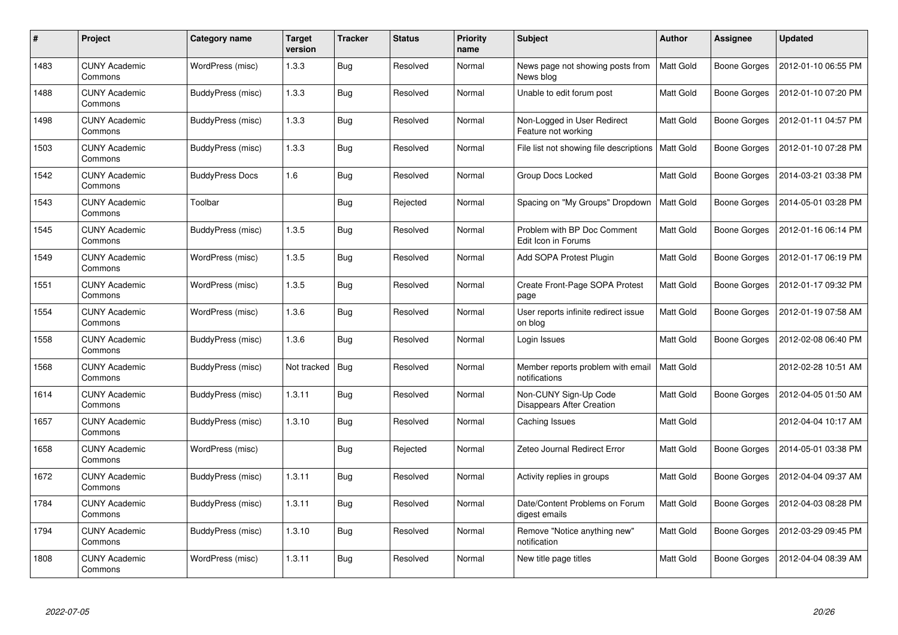| # | Project | Category name | Target version | Tracker | Status | Priority name | Subject | Author | Assignee | Updated |
|---|---|---|---|---|---|---|---|---|---|---|
| 1483 | CUNY Academic Commons | WordPress (misc) | 1.3.3 | Bug | Resolved | Normal | News page not showing posts from News blog | Matt Gold | Boone Gorges | 2012-01-10 06:55 PM |
| 1488 | CUNY Academic Commons | BuddyPress (misc) | 1.3.3 | Bug | Resolved | Normal | Unable to edit forum post | Matt Gold | Boone Gorges | 2012-01-10 07:20 PM |
| 1498 | CUNY Academic Commons | BuddyPress (misc) | 1.3.3 | Bug | Resolved | Normal | Non-Logged in User Redirect Feature not working | Matt Gold | Boone Gorges | 2012-01-11 04:57 PM |
| 1503 | CUNY Academic Commons | BuddyPress (misc) | 1.3.3 | Bug | Resolved | Normal | File list not showing file descriptions | Matt Gold | Boone Gorges | 2012-01-10 07:28 PM |
| 1542 | CUNY Academic Commons | BuddyPress Docs | 1.6 | Bug | Resolved | Normal | Group Docs Locked | Matt Gold | Boone Gorges | 2014-03-21 03:38 PM |
| 1543 | CUNY Academic Commons | Toolbar | | Bug | Rejected | Normal | Spacing on "My Groups" Dropdown | Matt Gold | Boone Gorges | 2014-05-01 03:28 PM |
| 1545 | CUNY Academic Commons | BuddyPress (misc) | 1.3.5 | Bug | Resolved | Normal | Problem with BP Doc Comment Edit Icon in Forums | Matt Gold | Boone Gorges | 2012-01-16 06:14 PM |
| 1549 | CUNY Academic Commons | WordPress (misc) | 1.3.5 | Bug | Resolved | Normal | Add SOPA Protest Plugin | Matt Gold | Boone Gorges | 2012-01-17 06:19 PM |
| 1551 | CUNY Academic Commons | WordPress (misc) | 1.3.5 | Bug | Resolved | Normal | Create Front-Page SOPA Protest page | Matt Gold | Boone Gorges | 2012-01-17 09:32 PM |
| 1554 | CUNY Academic Commons | WordPress (misc) | 1.3.6 | Bug | Resolved | Normal | User reports infinite redirect issue on blog | Matt Gold | Boone Gorges | 2012-01-19 07:58 AM |
| 1558 | CUNY Academic Commons | BuddyPress (misc) | 1.3.6 | Bug | Resolved | Normal | Login Issues | Matt Gold | Boone Gorges | 2012-02-08 06:40 PM |
| 1568 | CUNY Academic Commons | BuddyPress (misc) | Not tracked | Bug | Resolved | Normal | Member reports problem with email notifications | Matt Gold | | 2012-02-28 10:51 AM |
| 1614 | CUNY Academic Commons | BuddyPress (misc) | 1.3.11 | Bug | Resolved | Normal | Non-CUNY Sign-Up Code Disappears After Creation | Matt Gold | Boone Gorges | 2012-04-05 01:50 AM |
| 1657 | CUNY Academic Commons | BuddyPress (misc) | 1.3.10 | Bug | Resolved | Normal | Caching Issues | Matt Gold | | 2012-04-04 10:17 AM |
| 1658 | CUNY Academic Commons | WordPress (misc) | | Bug | Rejected | Normal | Zeteo Journal Redirect Error | Matt Gold | Boone Gorges | 2014-05-01 03:38 PM |
| 1672 | CUNY Academic Commons | BuddyPress (misc) | 1.3.11 | Bug | Resolved | Normal | Activity replies in groups | Matt Gold | Boone Gorges | 2012-04-04 09:37 AM |
| 1784 | CUNY Academic Commons | BuddyPress (misc) | 1.3.11 | Bug | Resolved | Normal | Date/Content Problems on Forum digest emails | Matt Gold | Boone Gorges | 2012-04-03 08:28 PM |
| 1794 | CUNY Academic Commons | BuddyPress (misc) | 1.3.10 | Bug | Resolved | Normal | Remove "Notice anything new" notification | Matt Gold | Boone Gorges | 2012-03-29 09:45 PM |
| 1808 | CUNY Academic Commons | WordPress (misc) | 1.3.11 | Bug | Resolved | Normal | New title page titles | Matt Gold | Boone Gorges | 2012-04-04 08:39 AM |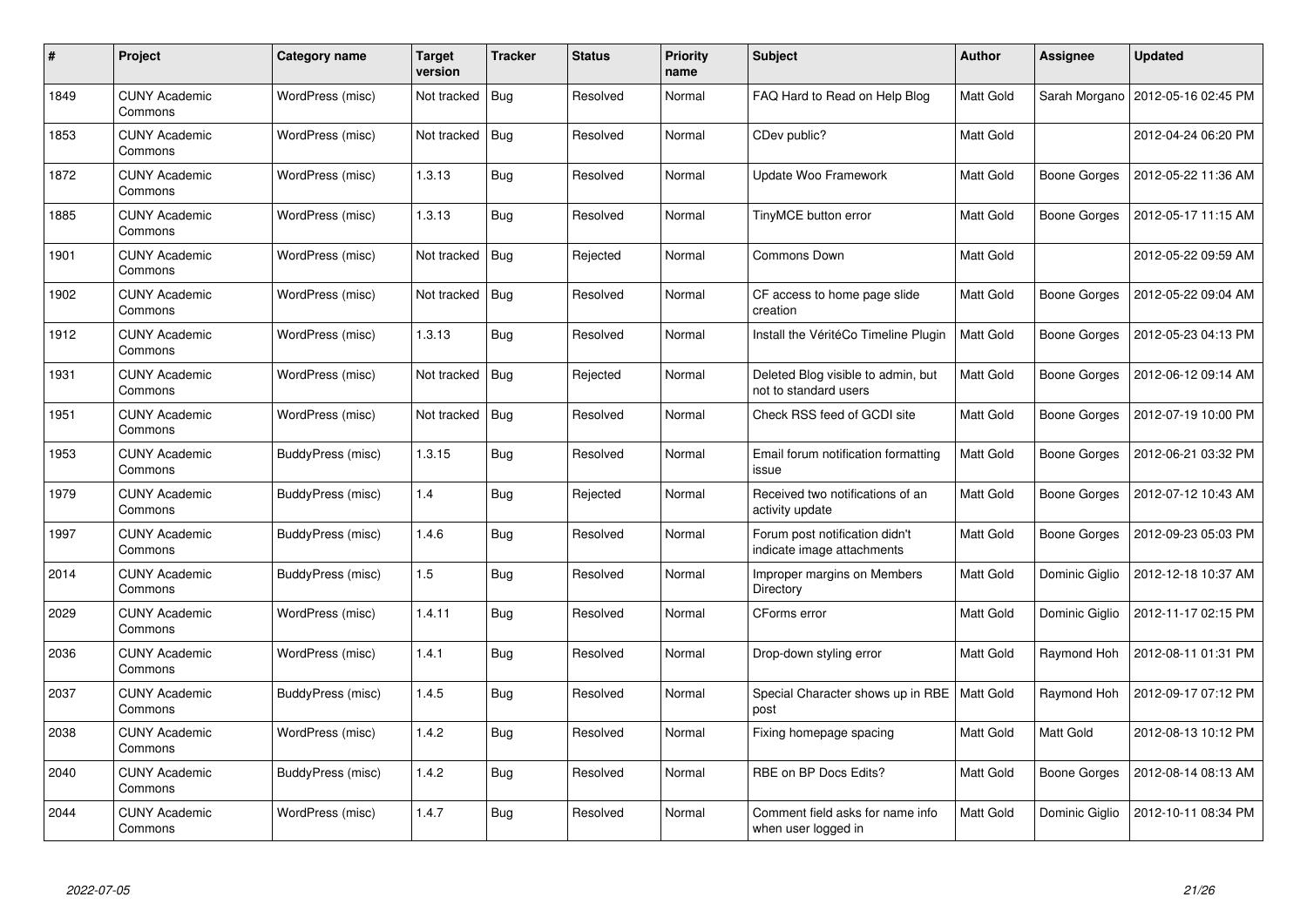| # | Project | Category name | Target version | Tracker | Status | Priority name | Subject | Author | Assignee | Updated |
|---|---|---|---|---|---|---|---|---|---|---|
| 1849 | CUNY Academic Commons | WordPress (misc) | Not tracked | Bug | Resolved | Normal | FAQ Hard to Read on Help Blog | Matt Gold | Sarah Morgano | 2012-05-16 02:45 PM |
| 1853 | CUNY Academic Commons | WordPress (misc) | Not tracked | Bug | Resolved | Normal | CDev public? | Matt Gold | | 2012-04-24 06:20 PM |
| 1872 | CUNY Academic Commons | WordPress (misc) | 1.3.13 | Bug | Resolved | Normal | Update Woo Framework | Matt Gold | Boone Gorges | 2012-05-22 11:36 AM |
| 1885 | CUNY Academic Commons | WordPress (misc) | 1.3.13 | Bug | Resolved | Normal | TinyMCE button error | Matt Gold | Boone Gorges | 2012-05-17 11:15 AM |
| 1901 | CUNY Academic Commons | WordPress (misc) | Not tracked | Bug | Rejected | Normal | Commons Down | Matt Gold | | 2012-05-22 09:59 AM |
| 1902 | CUNY Academic Commons | WordPress (misc) | Not tracked | Bug | Resolved | Normal | CF access to home page slide creation | Matt Gold | Boone Gorges | 2012-05-22 09:04 AM |
| 1912 | CUNY Academic Commons | WordPress (misc) | 1.3.13 | Bug | Resolved | Normal | Install the VéritéCo Timeline Plugin | Matt Gold | Boone Gorges | 2012-05-23 04:13 PM |
| 1931 | CUNY Academic Commons | WordPress (misc) | Not tracked | Bug | Rejected | Normal | Deleted Blog visible to admin, but not to standard users | Matt Gold | Boone Gorges | 2012-06-12 09:14 AM |
| 1951 | CUNY Academic Commons | WordPress (misc) | Not tracked | Bug | Resolved | Normal | Check RSS feed of GCDI site | Matt Gold | Boone Gorges | 2012-07-19 10:00 PM |
| 1953 | CUNY Academic Commons | BuddyPress (misc) | 1.3.15 | Bug | Resolved | Normal | Email forum notification formatting issue | Matt Gold | Boone Gorges | 2012-06-21 03:32 PM |
| 1979 | CUNY Academic Commons | BuddyPress (misc) | 1.4 | Bug | Rejected | Normal | Received two notifications of an activity update | Matt Gold | Boone Gorges | 2012-07-12 10:43 AM |
| 1997 | CUNY Academic Commons | BuddyPress (misc) | 1.4.6 | Bug | Resolved | Normal | Forum post notification didn't indicate image attachments | Matt Gold | Boone Gorges | 2012-09-23 05:03 PM |
| 2014 | CUNY Academic Commons | BuddyPress (misc) | 1.5 | Bug | Resolved | Normal | Improper margins on Members Directory | Matt Gold | Dominic Giglio | 2012-12-18 10:37 AM |
| 2029 | CUNY Academic Commons | WordPress (misc) | 1.4.11 | Bug | Resolved | Normal | CForms error | Matt Gold | Dominic Giglio | 2012-11-17 02:15 PM |
| 2036 | CUNY Academic Commons | WordPress (misc) | 1.4.1 | Bug | Resolved | Normal | Drop-down styling error | Matt Gold | Raymond Hoh | 2012-08-11 01:31 PM |
| 2037 | CUNY Academic Commons | BuddyPress (misc) | 1.4.5 | Bug | Resolved | Normal | Special Character shows up in RBE post | Matt Gold | Raymond Hoh | 2012-09-17 07:12 PM |
| 2038 | CUNY Academic Commons | WordPress (misc) | 1.4.2 | Bug | Resolved | Normal | Fixing homepage spacing | Matt Gold | Matt Gold | 2012-08-13 10:12 PM |
| 2040 | CUNY Academic Commons | BuddyPress (misc) | 1.4.2 | Bug | Resolved | Normal | RBE on BP Docs Edits? | Matt Gold | Boone Gorges | 2012-08-14 08:13 AM |
| 2044 | CUNY Academic Commons | WordPress (misc) | 1.4.7 | Bug | Resolved | Normal | Comment field asks for name info when user logged in | Matt Gold | Dominic Giglio | 2012-10-11 08:34 PM |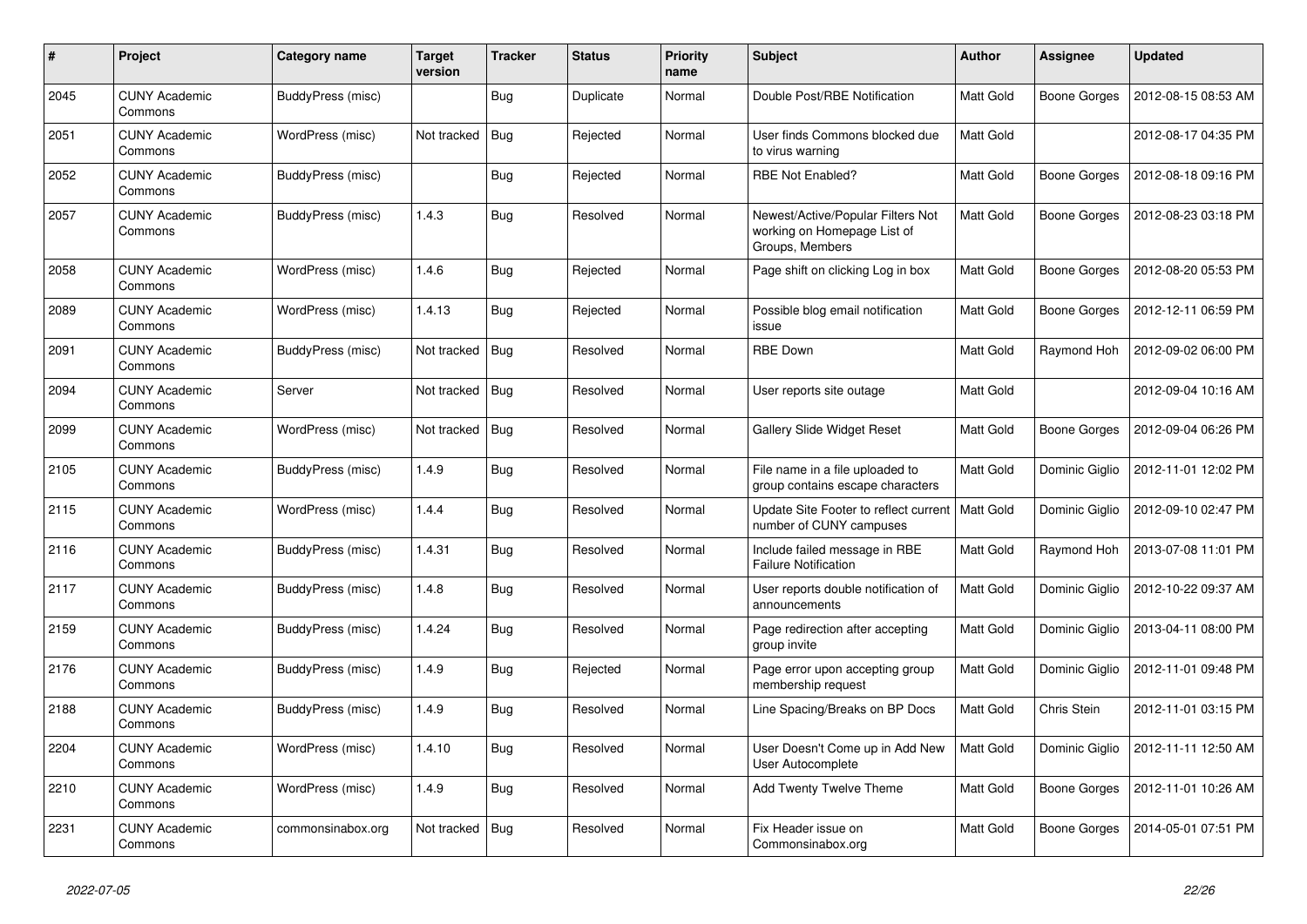| # | Project | Category name | Target version | Tracker | Status | Priority name | Subject | Author | Assignee | Updated |
|---|---|---|---|---|---|---|---|---|---|---|
| 2045 | CUNY Academic Commons | BuddyPress (misc) | | Bug | Duplicate | Normal | Double Post/RBE Notification | Matt Gold | Boone Gorges | 2012-08-15 08:53 AM |
| 2051 | CUNY Academic Commons | WordPress (misc) | Not tracked | Bug | Rejected | Normal | User finds Commons blocked due to virus warning | Matt Gold | | 2012-08-17 04:35 PM |
| 2052 | CUNY Academic Commons | BuddyPress (misc) | | Bug | Rejected | Normal | RBE Not Enabled? | Matt Gold | Boone Gorges | 2012-08-18 09:16 PM |
| 2057 | CUNY Academic Commons | BuddyPress (misc) | 1.4.3 | Bug | Resolved | Normal | Newest/Active/Popular Filters Not working on Homepage List of Groups, Members | Matt Gold | Boone Gorges | 2012-08-23 03:18 PM |
| 2058 | CUNY Academic Commons | WordPress (misc) | 1.4.6 | Bug | Rejected | Normal | Page shift on clicking Log in box | Matt Gold | Boone Gorges | 2012-08-20 05:53 PM |
| 2089 | CUNY Academic Commons | WordPress (misc) | 1.4.13 | Bug | Rejected | Normal | Possible blog email notification issue | Matt Gold | Boone Gorges | 2012-12-11 06:59 PM |
| 2091 | CUNY Academic Commons | BuddyPress (misc) | Not tracked | Bug | Resolved | Normal | RBE Down | Matt Gold | Raymond Hoh | 2012-09-02 06:00 PM |
| 2094 | CUNY Academic Commons | Server | Not tracked | Bug | Resolved | Normal | User reports site outage | Matt Gold | | 2012-09-04 10:16 AM |
| 2099 | CUNY Academic Commons | WordPress (misc) | Not tracked | Bug | Resolved | Normal | Gallery Slide Widget Reset | Matt Gold | Boone Gorges | 2012-09-04 06:26 PM |
| 2105 | CUNY Academic Commons | BuddyPress (misc) | 1.4.9 | Bug | Resolved | Normal | File name in a file uploaded to group contains escape characters | Matt Gold | Dominic Giglio | 2012-11-01 12:02 PM |
| 2115 | CUNY Academic Commons | WordPress (misc) | 1.4.4 | Bug | Resolved | Normal | Update Site Footer to reflect current number of CUNY campuses | Matt Gold | Dominic Giglio | 2012-09-10 02:47 PM |
| 2116 | CUNY Academic Commons | BuddyPress (misc) | 1.4.31 | Bug | Resolved | Normal | Include failed message in RBE Failure Notification | Matt Gold | Raymond Hoh | 2013-07-08 11:01 PM |
| 2117 | CUNY Academic Commons | BuddyPress (misc) | 1.4.8 | Bug | Resolved | Normal | User reports double notification of announcements | Matt Gold | Dominic Giglio | 2012-10-22 09:37 AM |
| 2159 | CUNY Academic Commons | BuddyPress (misc) | 1.4.24 | Bug | Resolved | Normal | Page redirection after accepting group invite | Matt Gold | Dominic Giglio | 2013-04-11 08:00 PM |
| 2176 | CUNY Academic Commons | BuddyPress (misc) | 1.4.9 | Bug | Rejected | Normal | Page error upon accepting group membership request | Matt Gold | Dominic Giglio | 2012-11-01 09:48 PM |
| 2188 | CUNY Academic Commons | BuddyPress (misc) | 1.4.9 | Bug | Resolved | Normal | Line Spacing/Breaks on BP Docs | Matt Gold | Chris Stein | 2012-11-01 03:15 PM |
| 2204 | CUNY Academic Commons | WordPress (misc) | 1.4.10 | Bug | Resolved | Normal | User Doesn't Come up in Add New User Autocomplete | Matt Gold | Dominic Giglio | 2012-11-11 12:50 AM |
| 2210 | CUNY Academic Commons | WordPress (misc) | 1.4.9 | Bug | Resolved | Normal | Add Twenty Twelve Theme | Matt Gold | Boone Gorges | 2012-11-01 10:26 AM |
| 2231 | CUNY Academic Commons | commonsinabox.org | Not tracked | Bug | Resolved | Normal | Fix Header issue on Commonsinabox.org | Matt Gold | Boone Gorges | 2014-05-01 07:51 PM |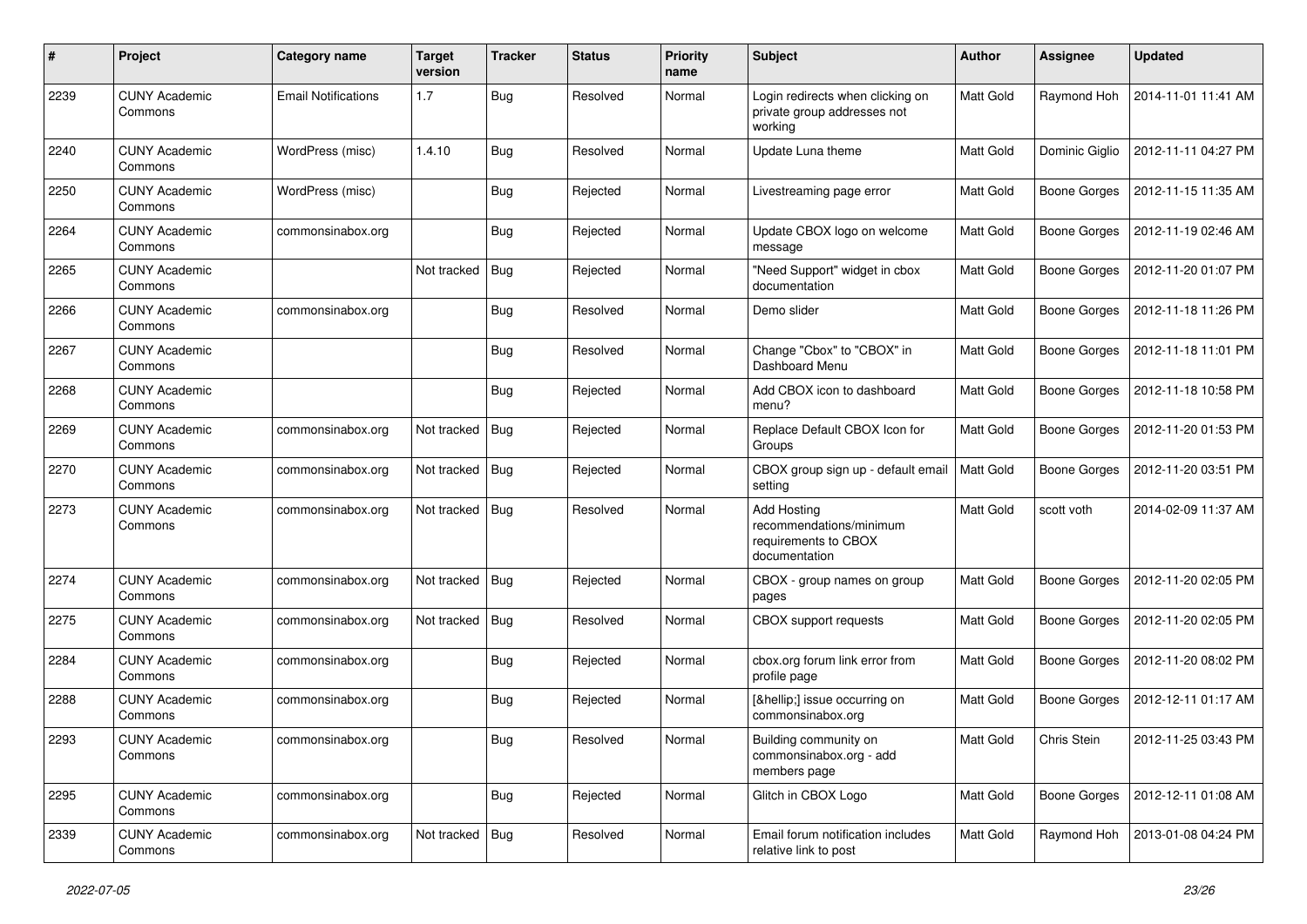| # | Project | Category name | Target version | Tracker | Status | Priority name | Subject | Author | Assignee | Updated |
|---|---|---|---|---|---|---|---|---|---|---|
| 2239 | CUNY Academic Commons | Email Notifications | 1.7 | Bug | Resolved | Normal | Login redirects when clicking on private group addresses not working | Matt Gold | Raymond Hoh | 2014-11-01 11:41 AM |
| 2240 | CUNY Academic Commons | WordPress (misc) | 1.4.10 | Bug | Resolved | Normal | Update Luna theme | Matt Gold | Dominic Giglio | 2012-11-11 04:27 PM |
| 2250 | CUNY Academic Commons | WordPress (misc) | | Bug | Rejected | Normal | Livestreaming page error | Matt Gold | Boone Gorges | 2012-11-15 11:35 AM |
| 2264 | CUNY Academic Commons | commonsinabox.org | | Bug | Rejected | Normal | Update CBOX logo on welcome message | Matt Gold | Boone Gorges | 2012-11-19 02:46 AM |
| 2265 | CUNY Academic Commons | | Not tracked | Bug | Rejected | Normal | "Need Support" widget in cbox documentation | Matt Gold | Boone Gorges | 2012-11-20 01:07 PM |
| 2266 | CUNY Academic Commons | commonsinabox.org | | Bug | Resolved | Normal | Demo slider | Matt Gold | Boone Gorges | 2012-11-18 11:26 PM |
| 2267 | CUNY Academic Commons | | | Bug | Resolved | Normal | Change "Cbox" to "CBOX" in Dashboard Menu | Matt Gold | Boone Gorges | 2012-11-18 11:01 PM |
| 2268 | CUNY Academic Commons | | | Bug | Rejected | Normal | Add CBOX icon to dashboard menu? | Matt Gold | Boone Gorges | 2012-11-18 10:58 PM |
| 2269 | CUNY Academic Commons | commonsinabox.org | Not tracked | Bug | Rejected | Normal | Replace Default CBOX Icon for Groups | Matt Gold | Boone Gorges | 2012-11-20 01:53 PM |
| 2270 | CUNY Academic Commons | commonsinabox.org | Not tracked | Bug | Rejected | Normal | CBOX group sign up - default email setting | Matt Gold | Boone Gorges | 2012-11-20 03:51 PM |
| 2273 | CUNY Academic Commons | commonsinabox.org | Not tracked | Bug | Resolved | Normal | Add Hosting recommendations/minimum requirements to CBOX documentation | Matt Gold | scott voth | 2014-02-09 11:37 AM |
| 2274 | CUNY Academic Commons | commonsinabox.org | Not tracked | Bug | Rejected | Normal | CBOX - group names on group pages | Matt Gold | Boone Gorges | 2012-11-20 02:05 PM |
| 2275 | CUNY Academic Commons | commonsinabox.org | Not tracked | Bug | Resolved | Normal | CBOX support requests | Matt Gold | Boone Gorges | 2012-11-20 02:05 PM |
| 2284 | CUNY Academic Commons | commonsinabox.org | | Bug | Rejected | Normal | cbox.org forum link error from profile page | Matt Gold | Boone Gorges | 2012-11-20 08:02 PM |
| 2288 | CUNY Academic Commons | commonsinabox.org | | Bug | Rejected | Normal | [&hellip;] issue occurring on commonsinabox.org | Matt Gold | Boone Gorges | 2012-12-11 01:17 AM |
| 2293 | CUNY Academic Commons | commonsinabox.org | | Bug | Resolved | Normal | Building community on commonsinabox.org - add members page | Matt Gold | Chris Stein | 2012-11-25 03:43 PM |
| 2295 | CUNY Academic Commons | commonsinabox.org | | Bug | Rejected | Normal | Glitch in CBOX Logo | Matt Gold | Boone Gorges | 2012-12-11 01:08 AM |
| 2339 | CUNY Academic Commons | commonsinabox.org | Not tracked | Bug | Resolved | Normal | Email forum notification includes relative link to post | Matt Gold | Raymond Hoh | 2013-01-08 04:24 PM |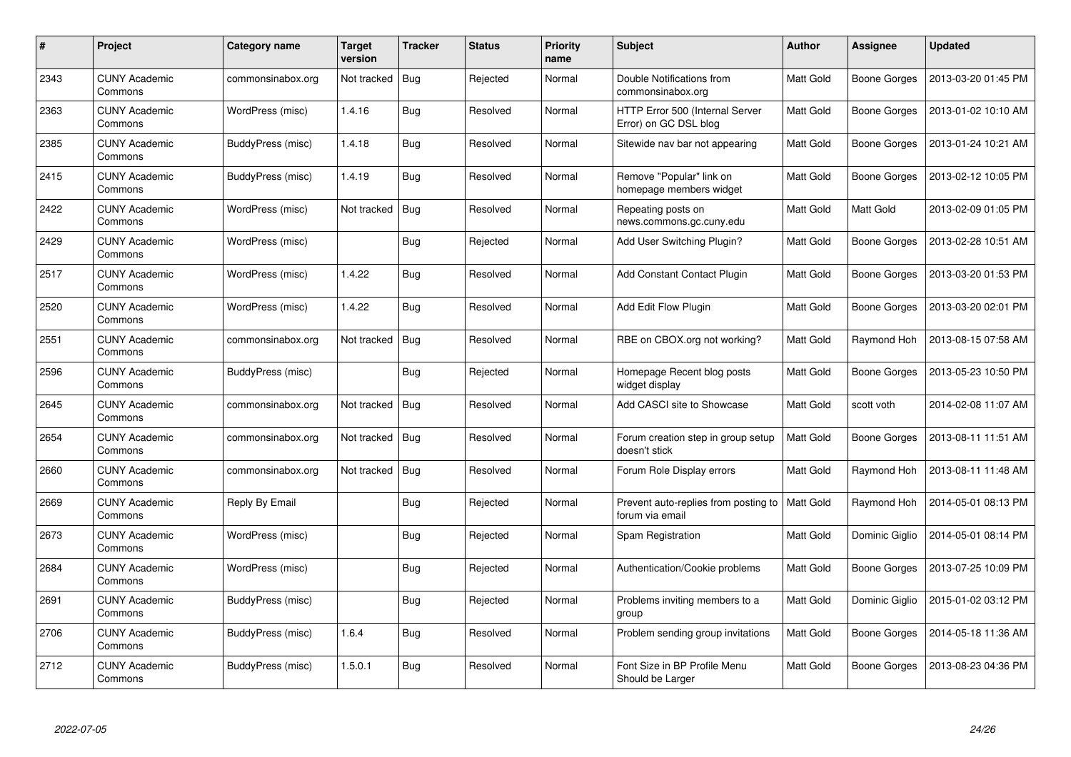| # | Project | Category name | Target version | Tracker | Status | Priority name | Subject | Author | Assignee | Updated |
|---|---|---|---|---|---|---|---|---|---|---|
| 2343 | CUNY Academic Commons | commonsinabox.org | Not tracked | Bug | Rejected | Normal | Double Notifications from commonsinabox.org | Matt Gold | Boone Gorges | 2013-03-20 01:45 PM |
| 2363 | CUNY Academic Commons | WordPress (misc) | 1.4.16 | Bug | Resolved | Normal | HTTP Error 500 (Internal Server Error) on GC DSL blog | Matt Gold | Boone Gorges | 2013-01-02 10:10 AM |
| 2385 | CUNY Academic Commons | BuddyPress (misc) | 1.4.18 | Bug | Resolved | Normal | Sitewide nav bar not appearing | Matt Gold | Boone Gorges | 2013-01-24 10:21 AM |
| 2415 | CUNY Academic Commons | BuddyPress (misc) | 1.4.19 | Bug | Resolved | Normal | Remove "Popular" link on homepage members widget | Matt Gold | Boone Gorges | 2013-02-12 10:05 PM |
| 2422 | CUNY Academic Commons | WordPress (misc) | Not tracked | Bug | Resolved | Normal | Repeating posts on news.commons.gc.cuny.edu | Matt Gold | Matt Gold | 2013-02-09 01:05 PM |
| 2429 | CUNY Academic Commons | WordPress (misc) | | Bug | Rejected | Normal | Add User Switching Plugin? | Matt Gold | Boone Gorges | 2013-02-28 10:51 AM |
| 2517 | CUNY Academic Commons | WordPress (misc) | 1.4.22 | Bug | Resolved | Normal | Add Constant Contact Plugin | Matt Gold | Boone Gorges | 2013-03-20 01:53 PM |
| 2520 | CUNY Academic Commons | WordPress (misc) | 1.4.22 | Bug | Resolved | Normal | Add Edit Flow Plugin | Matt Gold | Boone Gorges | 2013-03-20 02:01 PM |
| 2551 | CUNY Academic Commons | commonsinabox.org | Not tracked | Bug | Resolved | Normal | RBE on CBOX.org not working? | Matt Gold | Raymond Hoh | 2013-08-15 07:58 AM |
| 2596 | CUNY Academic Commons | BuddyPress (misc) | | Bug | Rejected | Normal | Homepage Recent blog posts widget display | Matt Gold | Boone Gorges | 2013-05-23 10:50 PM |
| 2645 | CUNY Academic Commons | commonsinabox.org | Not tracked | Bug | Resolved | Normal | Add CASCI site to Showcase | Matt Gold | scott voth | 2014-02-08 11:07 AM |
| 2654 | CUNY Academic Commons | commonsinabox.org | Not tracked | Bug | Resolved | Normal | Forum creation step in group setup doesn't stick | Matt Gold | Boone Gorges | 2013-08-11 11:51 AM |
| 2660 | CUNY Academic Commons | commonsinabox.org | Not tracked | Bug | Resolved | Normal | Forum Role Display errors | Matt Gold | Raymond Hoh | 2013-08-11 11:48 AM |
| 2669 | CUNY Academic Commons | Reply By Email | | Bug | Rejected | Normal | Prevent auto-replies from posting to forum via email | Matt Gold | Raymond Hoh | 2014-05-01 08:13 PM |
| 2673 | CUNY Academic Commons | WordPress (misc) | | Bug | Rejected | Normal | Spam Registration | Matt Gold | Dominic Giglio | 2014-05-01 08:14 PM |
| 2684 | CUNY Academic Commons | WordPress (misc) | | Bug | Rejected | Normal | Authentication/Cookie problems | Matt Gold | Boone Gorges | 2013-07-25 10:09 PM |
| 2691 | CUNY Academic Commons | BuddyPress (misc) | | Bug | Rejected | Normal | Problems inviting members to a group | Matt Gold | Dominic Giglio | 2015-01-02 03:12 PM |
| 2706 | CUNY Academic Commons | BuddyPress (misc) | 1.6.4 | Bug | Resolved | Normal | Problem sending group invitations | Matt Gold | Boone Gorges | 2014-05-18 11:36 AM |
| 2712 | CUNY Academic Commons | BuddyPress (misc) | 1.5.0.1 | Bug | Resolved | Normal | Font Size in BP Profile Menu Should be Larger | Matt Gold | Boone Gorges | 2013-08-23 04:36 PM |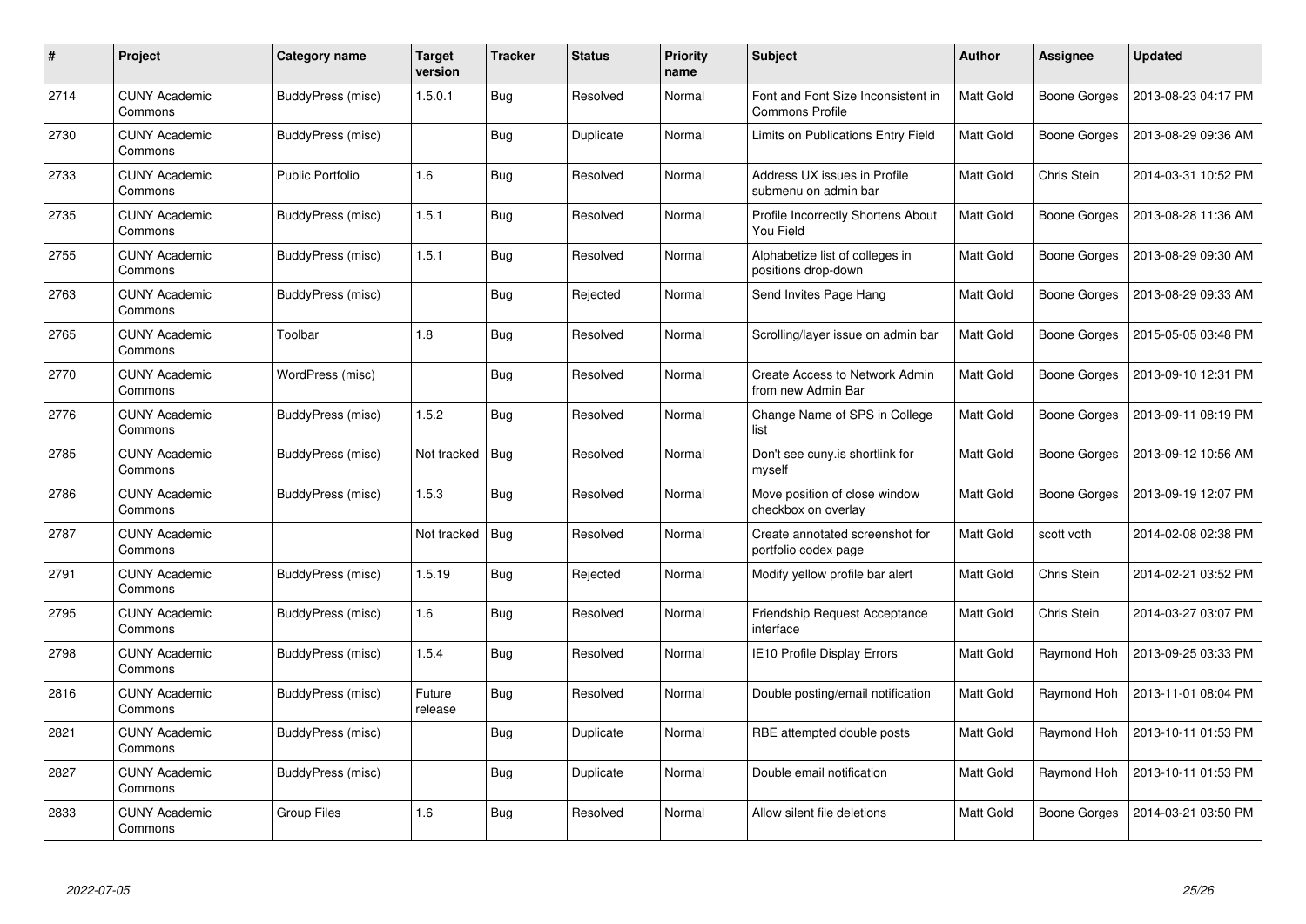| # | Project | Category name | Target version | Tracker | Status | Priority name | Subject | Author | Assignee | Updated |
|---|---|---|---|---|---|---|---|---|---|---|
| 2714 | CUNY Academic Commons | BuddyPress (misc) | 1.5.0.1 | Bug | Resolved | Normal | Font and Font Size Inconsistent in Commons Profile | Matt Gold | Boone Gorges | 2013-08-23 04:17 PM |
| 2730 | CUNY Academic Commons | BuddyPress (misc) | | Bug | Duplicate | Normal | Limits on Publications Entry Field | Matt Gold | Boone Gorges | 2013-08-29 09:36 AM |
| 2733 | CUNY Academic Commons | Public Portfolio | 1.6 | Bug | Resolved | Normal | Address UX issues in Profile submenu on admin bar | Matt Gold | Chris Stein | 2014-03-31 10:52 PM |
| 2735 | CUNY Academic Commons | BuddyPress (misc) | 1.5.1 | Bug | Resolved | Normal | Profile Incorrectly Shortens About You Field | Matt Gold | Boone Gorges | 2013-08-28 11:36 AM |
| 2755 | CUNY Academic Commons | BuddyPress (misc) | 1.5.1 | Bug | Resolved | Normal | Alphabetize list of colleges in positions drop-down | Matt Gold | Boone Gorges | 2013-08-29 09:30 AM |
| 2763 | CUNY Academic Commons | BuddyPress (misc) | | Bug | Rejected | Normal | Send Invites Page Hang | Matt Gold | Boone Gorges | 2013-08-29 09:33 AM |
| 2765 | CUNY Academic Commons | Toolbar | 1.8 | Bug | Resolved | Normal | Scrolling/layer issue on admin bar | Matt Gold | Boone Gorges | 2015-05-05 03:48 PM |
| 2770 | CUNY Academic Commons | WordPress (misc) | | Bug | Resolved | Normal | Create Access to Network Admin from new Admin Bar | Matt Gold | Boone Gorges | 2013-09-10 12:31 PM |
| 2776 | CUNY Academic Commons | BuddyPress (misc) | 1.5.2 | Bug | Resolved | Normal | Change Name of SPS in College list | Matt Gold | Boone Gorges | 2013-09-11 08:19 PM |
| 2785 | CUNY Academic Commons | BuddyPress (misc) | Not tracked | Bug | Resolved | Normal | Don't see cuny.is shortlink for myself | Matt Gold | Boone Gorges | 2013-09-12 10:56 AM |
| 2786 | CUNY Academic Commons | BuddyPress (misc) | 1.5.3 | Bug | Resolved | Normal | Move position of close window checkbox on overlay | Matt Gold | Boone Gorges | 2013-09-19 12:07 PM |
| 2787 | CUNY Academic Commons | | Not tracked | Bug | Resolved | Normal | Create annotated screenshot for portfolio codex page | Matt Gold | scott voth | 2014-02-08 02:38 PM |
| 2791 | CUNY Academic Commons | BuddyPress (misc) | 1.5.19 | Bug | Rejected | Normal | Modify yellow profile bar alert | Matt Gold | Chris Stein | 2014-02-21 03:52 PM |
| 2795 | CUNY Academic Commons | BuddyPress (misc) | 1.6 | Bug | Resolved | Normal | Friendship Request Acceptance interface | Matt Gold | Chris Stein | 2014-03-27 03:07 PM |
| 2798 | CUNY Academic Commons | BuddyPress (misc) | 1.5.4 | Bug | Resolved | Normal | IE10 Profile Display Errors | Matt Gold | Raymond Hoh | 2013-09-25 03:33 PM |
| 2816 | CUNY Academic Commons | BuddyPress (misc) | Future release | Bug | Resolved | Normal | Double posting/email notification | Matt Gold | Raymond Hoh | 2013-11-01 08:04 PM |
| 2821 | CUNY Academic Commons | BuddyPress (misc) | | Bug | Duplicate | Normal | RBE attempted double posts | Matt Gold | Raymond Hoh | 2013-10-11 01:53 PM |
| 2827 | CUNY Academic Commons | BuddyPress (misc) | | Bug | Duplicate | Normal | Double email notification | Matt Gold | Raymond Hoh | 2013-10-11 01:53 PM |
| 2833 | CUNY Academic Commons | Group Files | 1.6 | Bug | Resolved | Normal | Allow silent file deletions | Matt Gold | Boone Gorges | 2014-03-21 03:50 PM |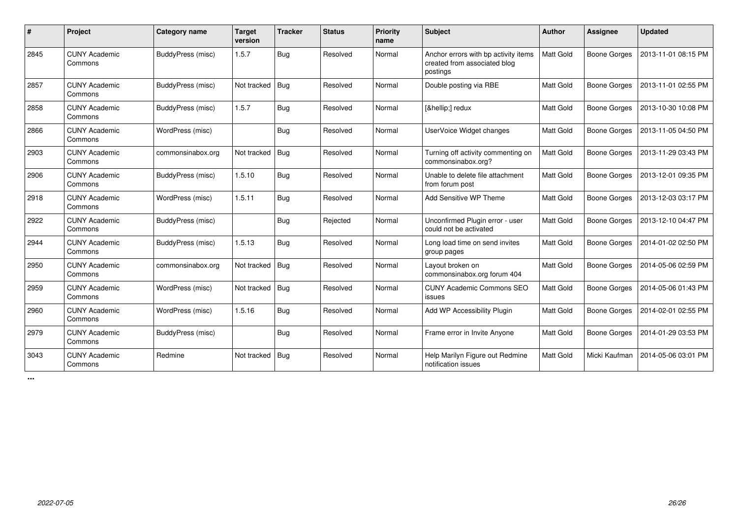| # | Project | Category name | Target version | Tracker | Status | Priority name | Subject | Author | Assignee | Updated |
|---|---|---|---|---|---|---|---|---|---|---|
| 2845 | CUNY Academic Commons | BuddyPress (misc) | 1.5.7 | Bug | Resolved | Normal | Anchor errors with bp activity items created from associated blog postings | Matt Gold | Boone Gorges | 2013-11-01 08:15 PM |
| 2857 | CUNY Academic Commons | BuddyPress (misc) | Not tracked | Bug | Resolved | Normal | Double posting via RBE | Matt Gold | Boone Gorges | 2013-11-01 02:55 PM |
| 2858 | CUNY Academic Commons | BuddyPress (misc) | 1.5.7 | Bug | Resolved | Normal | [&hellip;] redux | Matt Gold | Boone Gorges | 2013-10-30 10:08 PM |
| 2866 | CUNY Academic Commons | WordPress (misc) | | Bug | Resolved | Normal | UserVoice Widget changes | Matt Gold | Boone Gorges | 2013-11-05 04:50 PM |
| 2903 | CUNY Academic Commons | commonsinabox.org | Not tracked | Bug | Resolved | Normal | Turning off activity commenting on commonsinabox.org? | Matt Gold | Boone Gorges | 2013-11-29 03:43 PM |
| 2906 | CUNY Academic Commons | BuddyPress (misc) | 1.5.10 | Bug | Resolved | Normal | Unable to delete file attachment from forum post | Matt Gold | Boone Gorges | 2013-12-01 09:35 PM |
| 2918 | CUNY Academic Commons | WordPress (misc) | 1.5.11 | Bug | Resolved | Normal | Add Sensitive WP Theme | Matt Gold | Boone Gorges | 2013-12-03 03:17 PM |
| 2922 | CUNY Academic Commons | BuddyPress (misc) | | Bug | Rejected | Normal | Unconfirmed Plugin error - user could not be activated | Matt Gold | Boone Gorges | 2013-12-10 04:47 PM |
| 2944 | CUNY Academic Commons | BuddyPress (misc) | 1.5.13 | Bug | Resolved | Normal | Long load time on send invites group pages | Matt Gold | Boone Gorges | 2014-01-02 02:50 PM |
| 2950 | CUNY Academic Commons | commonsinabox.org | Not tracked | Bug | Resolved | Normal | Layout broken on commonsinabox.org forum 404 | Matt Gold | Boone Gorges | 2014-05-06 02:59 PM |
| 2959 | CUNY Academic Commons | WordPress (misc) | Not tracked | Bug | Resolved | Normal | CUNY Academic Commons SEO issues | Matt Gold | Boone Gorges | 2014-05-06 01:43 PM |
| 2960 | CUNY Academic Commons | WordPress (misc) | 1.5.16 | Bug | Resolved | Normal | Add WP Accessibility Plugin | Matt Gold | Boone Gorges | 2014-02-01 02:55 PM |
| 2979 | CUNY Academic Commons | BuddyPress (misc) | | Bug | Resolved | Normal | Frame error in Invite Anyone | Matt Gold | Boone Gorges | 2014-01-29 03:53 PM |
| 3043 | CUNY Academic Commons | Redmine | Not tracked | Bug | Resolved | Normal | Help Marilyn Figure out Redmine notification issues | Matt Gold | Micki Kaufman | 2014-05-06 03:01 PM |

...